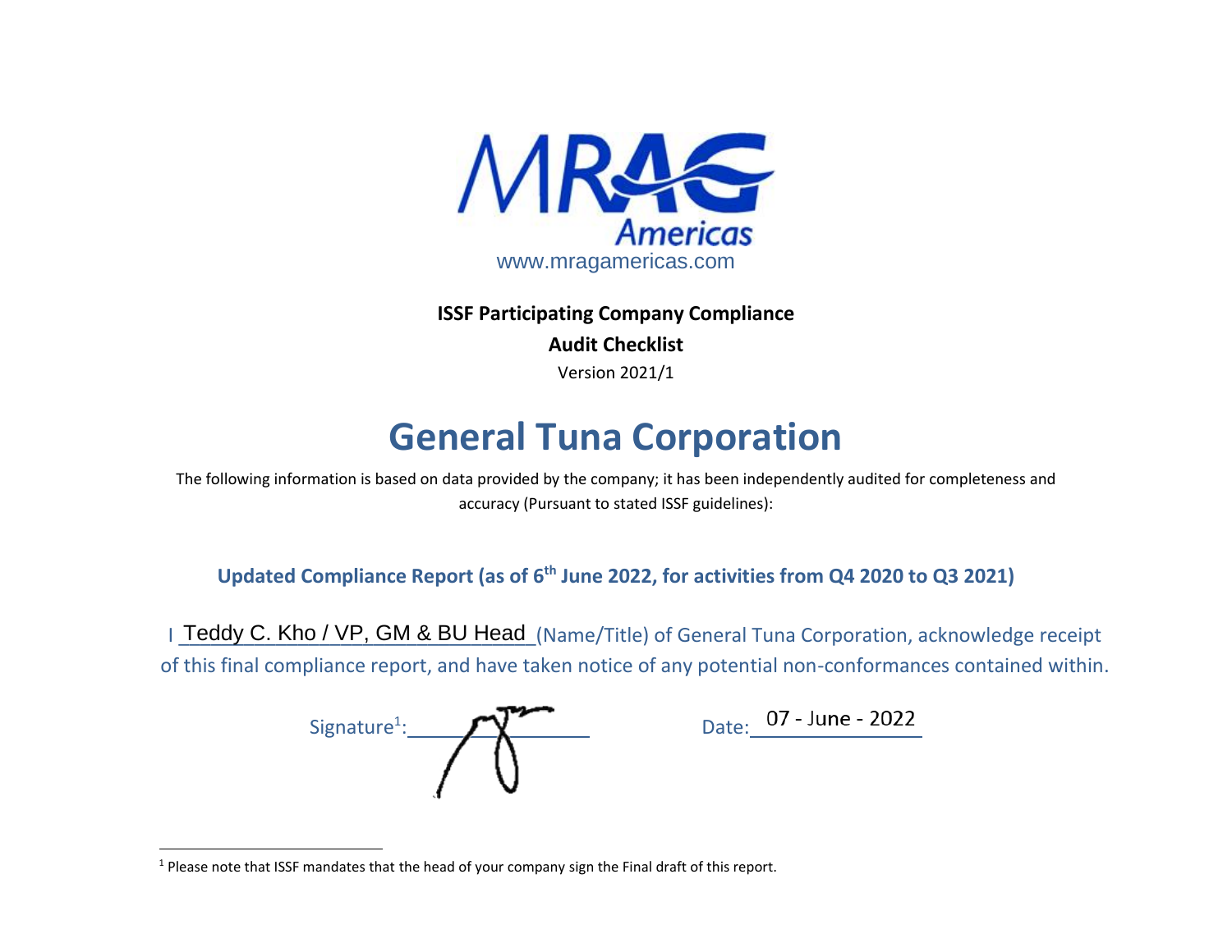MRAG Americas

www.mragamericas.com

**ISSF Participating Company Compliance**

**Audit Checklist**

Version 2021/1

# General Tuna Corporation

The following information is based on data provided by the company; it has been independently audited for completeness and accuracy (Pursuant to stated ISSF guidelines):

## Updated Compliance Report (as of 6th June 2022, for activities from Q4 2020 to Q3 2021)

I Teddy C. Kho / VP, GM & BU Head (Name/Title) of General Tuna Corporation, acknowledge receipt of this final compliance report, and have taken notice of any potential non-conformances contained within.

Signature[1]: ______________ Date: 07 - June - 2022

[1] Please note that ISSF mandates that the head of your company sign the Final draft of this report.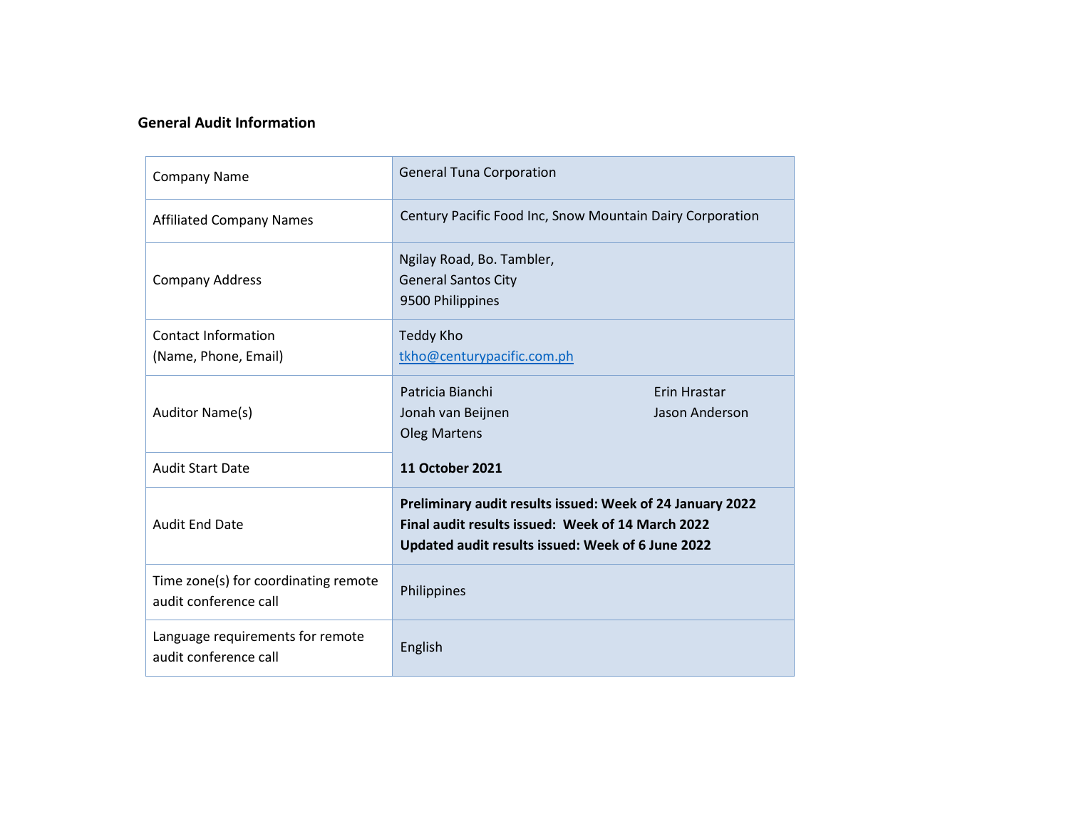**General Audit Information**

| Company Name | General Tuna Corporation |
|---|---|
| Affiliated Company Names | Century Pacific Food Inc, Snow Mountain Dairy Corporation |
| Company Address | Ngilay Road, Bo. Tambler,<br>General Santos City<br>9500 Philippines |
| Contact Information<br>(Name, Phone, Email) | Teddy Kho<br>tkho@centurypacific.com.ph |
| Auditor Name(s) | Patricia Bianchi<br>Jonah van Beijnen<br>Oleg Martens<br>Erin Hrastar<br>Jason Anderson |
| Audit Start Date | **11 October 2021** |
| Audit End Date | **Preliminary audit results issued: Week of 24 January 2022**<br>**Final audit results issued: Week of 14 March 2022**<br>**Updated audit results issued: Week of 6 June 2022** |
| Time zone(s) for coordinating remote audit conference call | Philippines |
| Language requirements for remote audit conference call | English |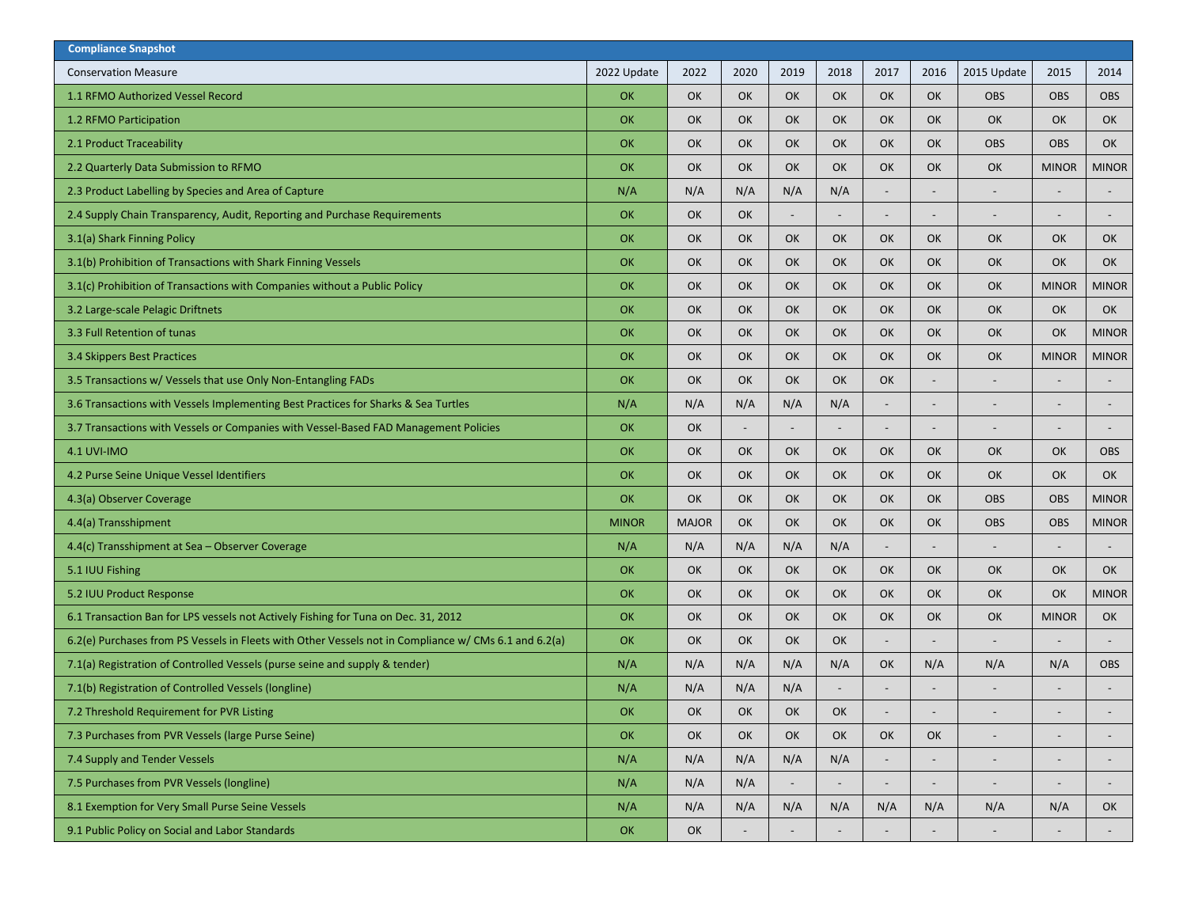| Compliance Snapshot | | | | | | | | | | |
|---|---|---|---|---|---|---|---|---|---|---|
| Conservation Measure | 2022 Update | 2022 | 2020 | 2019 | 2018 | 2017 | 2016 | 2015 Update | 2015 | 2014 |
| 1.1 RFMO Authorized Vessel Record | OK | OK | OK | OK | OK | OK | OK | OBS | OBS | OBS |
| 1.2 RFMO Participation | OK | OK | OK | OK | OK | OK | OK | OK | OK | OK |
| 2.1 Product Traceability | OK | OK | OK | OK | OK | OK | OK | OBS | OBS | OK |
| 2.2 Quarterly Data Submission to RFMO | OK | OK | OK | OK | OK | OK | OK | OK | MINOR | MINOR |
| 2.3 Product Labelling by Species and Area of Capture | N/A | N/A | N/A | N/A | N/A | - | - | - | - | - |
| 2.4 Supply Chain Transparency, Audit, Reporting and Purchase Requirements | OK | OK | OK | - | - | - | - | - | - | - |
| 3.1(a) Shark Finning Policy | OK | OK | OK | OK | OK | OK | OK | OK | OK | OK |
| 3.1(b) Prohibition of Transactions with Shark Finning Vessels | OK | OK | OK | OK | OK | OK | OK | OK | OK | OK |
| 3.1(c) Prohibition of Transactions with Companies without a Public Policy | OK | OK | OK | OK | OK | OK | OK | OK | MINOR | MINOR |
| 3.2 Large-scale Pelagic Driftnets | OK | OK | OK | OK | OK | OK | OK | OK | OK | OK |
| 3.3 Full Retention of tunas | OK | OK | OK | OK | OK | OK | OK | OK | OK | MINOR |
| 3.4 Skippers Best Practices | OK | OK | OK | OK | OK | OK | OK | OK | MINOR | MINOR |
| 3.5 Transactions w/ Vessels that use Only Non-Entangling FADs | OK | OK | OK | OK | OK | OK | - | - | - | - |
| 3.6 Transactions with Vessels Implementing Best Practices for Sharks & Sea Turtles | N/A | N/A | N/A | N/A | N/A | - | - | - | - | - |
| 3.7 Transactions with Vessels or Companies with Vessel-Based FAD Management Policies | OK | OK | - | - | - | - | - | - | - | - |
| 4.1 UVI-IMO | OK | OK | OK | OK | OK | OK | OK | OK | OK | OBS |
| 4.2 Purse Seine Unique Vessel Identifiers | OK | OK | OK | OK | OK | OK | OK | OK | OK | OK |
| 4.3(a) Observer Coverage | OK | OK | OK | OK | OK | OK | OK | OBS | OBS | MINOR |
| 4.4(a) Transshipment | MINOR | MAJOR | OK | OK | OK | OK | OK | OBS | OBS | MINOR |
| 4.4(c) Transshipment at Sea – Observer Coverage | N/A | N/A | N/A | N/A | N/A | - | - | - | - | - |
| 5.1 IUU Fishing | OK | OK | OK | OK | OK | OK | OK | OK | OK | OK |
| 5.2 IUU Product Response | OK | OK | OK | OK | OK | OK | OK | OK | OK | MINOR |
| 6.1 Transaction Ban for LPS vessels not Actively Fishing for Tuna on Dec. 31, 2012 | OK | OK | OK | OK | OK | OK | OK | OK | MINOR | OK |
| 6.2(e) Purchases from PS Vessels in Fleets with Other Vessels not in Compliance w/ CMs 6.1 and 6.2(a) | OK | OK | OK | OK | OK | - | - | - | - | - |
| 7.1(a) Registration of Controlled Vessels (purse seine and supply & tender) | N/A | N/A | N/A | N/A | N/A | OK | N/A | N/A | N/A | OBS |
| 7.1(b) Registration of Controlled Vessels (longline) | N/A | N/A | N/A | N/A | - | - | - | - | - | - |
| 7.2 Threshold Requirement for PVR Listing | OK | OK | OK | OK | OK | - | - | - | - | - |
| 7.3 Purchases from PVR Vessels (large Purse Seine) | OK | OK | OK | OK | OK | OK | OK | - | - | - |
| 7.4 Supply and Tender Vessels | N/A | N/A | N/A | N/A | N/A | - | - | - | - | - |
| 7.5 Purchases from PVR Vessels (longline) | N/A | N/A | N/A | - | - | - | - | - | - | - |
| 8.1 Exemption for Very Small Purse Seine Vessels | N/A | N/A | N/A | N/A | N/A | N/A | N/A | N/A | N/A | OK |
| 9.1 Public Policy on Social and Labor Standards | OK | OK | - | - | - | - | - | - | - | - |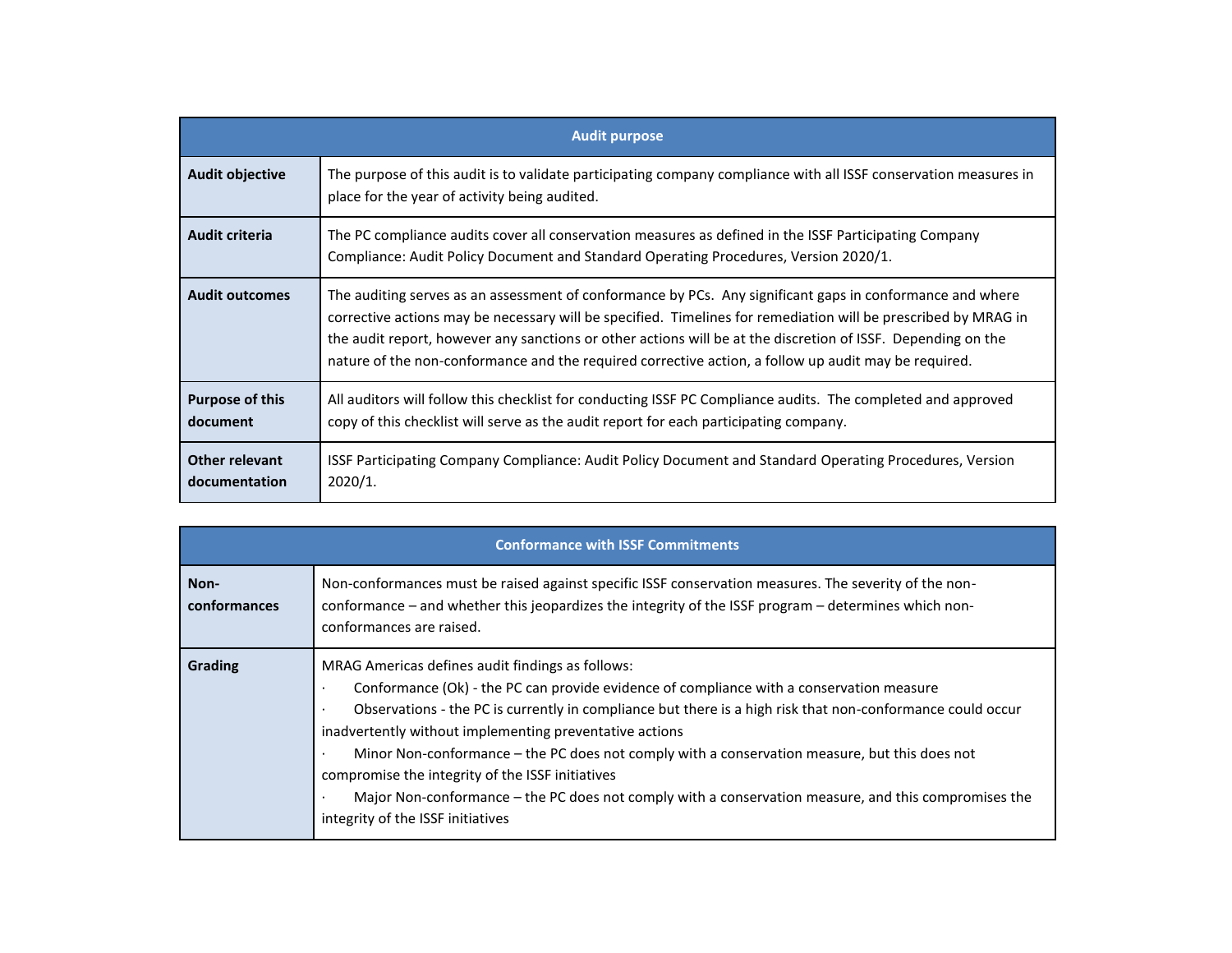| Audit purpose | |
|---|---|
| **Audit objective** | The purpose of this audit is to validate participating company compliance with all ISSF conservation measures in place for the year of activity being audited. |
| **Audit criteria** | The PC compliance audits cover all conservation measures as defined in the ISSF Participating Company Compliance: Audit Policy Document and Standard Operating Procedures, Version 2020/1. |
| **Audit outcomes** | The auditing serves as an assessment of conformance by PCs. Any significant gaps in conformance and where corrective actions may be necessary will be specified. Timelines for remediation will be prescribed by MRAG in the audit report, however any sanctions or other actions will be at the discretion of ISSF. Depending on the nature of the non-conformance and the required corrective action, a follow up audit may be required. |
| **Purpose of this document** | All auditors will follow this checklist for conducting ISSF PC Compliance audits. The completed and approved copy of this checklist will serve as the audit report for each participating company. |
| **Other relevant documentation** | ISSF Participating Company Compliance: Audit Policy Document and Standard Operating Procedures, Version 2020/1. |

| Conformance with ISSF Commitments | |
|---|---|
| **Non-conformances** | Non-conformances must be raised against specific ISSF conservation measures. The severity of the non-conformance – and whether this jeopardizes the integrity of the ISSF program – determines which non-conformances are raised. |
| **Grading** | MRAG Americas defines audit findings as follows:<br>· Conformance (Ok) - the PC can provide evidence of compliance with a conservation measure<br>· Observations - the PC is currently in compliance but there is a high risk that non-conformance could occur inadvertently without implementing preventative actions<br>· Minor Non-conformance – the PC does not comply with a conservation measure, but this does not compromise the integrity of the ISSF initiatives<br>· Major Non-conformance – the PC does not comply with a conservation measure, and this compromises the integrity of the ISSF initiatives |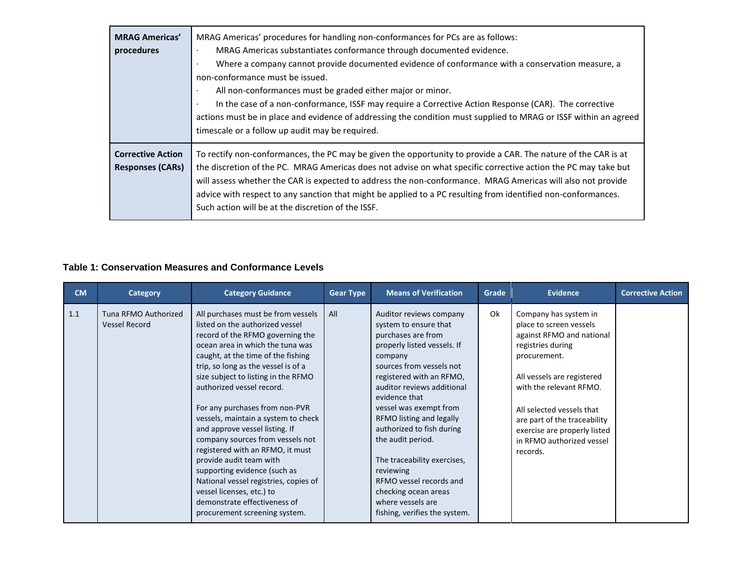| **MRAG Americas' procedures** | MRAG Americas' procedures for handling non-conformances for PCs are as follows:<br>· MRAG Americas substantiates conformance through documented evidence.<br>· Where a company cannot provide documented evidence of conformance with a conservation measure, a non-conformance must be issued.<br>· All non-conformances must be graded either major or minor.<br>· In the case of a non-conformance, ISSF may require a Corrective Action Response (CAR). The corrective actions must be in place and evidence of addressing the condition must supplied to MRAG or ISSF within an agreed timescale or a follow up audit may be required. |
|---|---|
| **Corrective Action Responses (CARs)** | To rectify non-conformances, the PC may be given the opportunity to provide a CAR. The nature of the CAR is at the discretion of the PC. MRAG Americas does not advise on what specific corrective action the PC may take but will assess whether the CAR is expected to address the non-conformance. MRAG Americas will also not provide advice with respect to any sanction that might be applied to a PC resulting from identified non-conformances. Such action will be at the discretion of the ISSF. |

**Table 1: Conservation Measures and Conformance Levels**

| CM | Category | Category Guidance | Gear Type | Means of Verification | Grade | Evidence | Corrective Action |
|---|---|---|---|---|---|---|---|
| 1.1 | Tuna RFMO Authorized Vessel Record | All purchases must be from vessels listed on the authorized vessel record of the RFMO governing the ocean area in which the tuna was caught, at the time of the fishing trip, so long as the vessel is of a size subject to listing in the RFMO authorized vessel record.<br><br>For any purchases from non-PVR vessels, maintain a system to check and approve vessel listing. If company sources from vessels not registered with an RFMO, it must provide audit team with supporting evidence (such as National vessel registries, copies of vessel licenses, etc.) to demonstrate effectiveness of procurement screening system. | All | Auditor reviews company system to ensure that purchases are from properly listed vessels. If company sources from vessels not registered with an RFMO, auditor reviews additional evidence that vessel was exempt from RFMO listing and legally authorized to fish during the audit period.<br><br>The traceability exercises, reviewing RFMO vessel records and checking ocean areas where vessels are fishing, verifies the system. | Ok | Company has system in place to screen vessels against RFMO and national registries during procurement.<br><br>All vessels are registered with the relevant RFMO.<br><br>All selected vessels that are part of the traceability exercise are properly listed in RFMO authorized vessel records. | |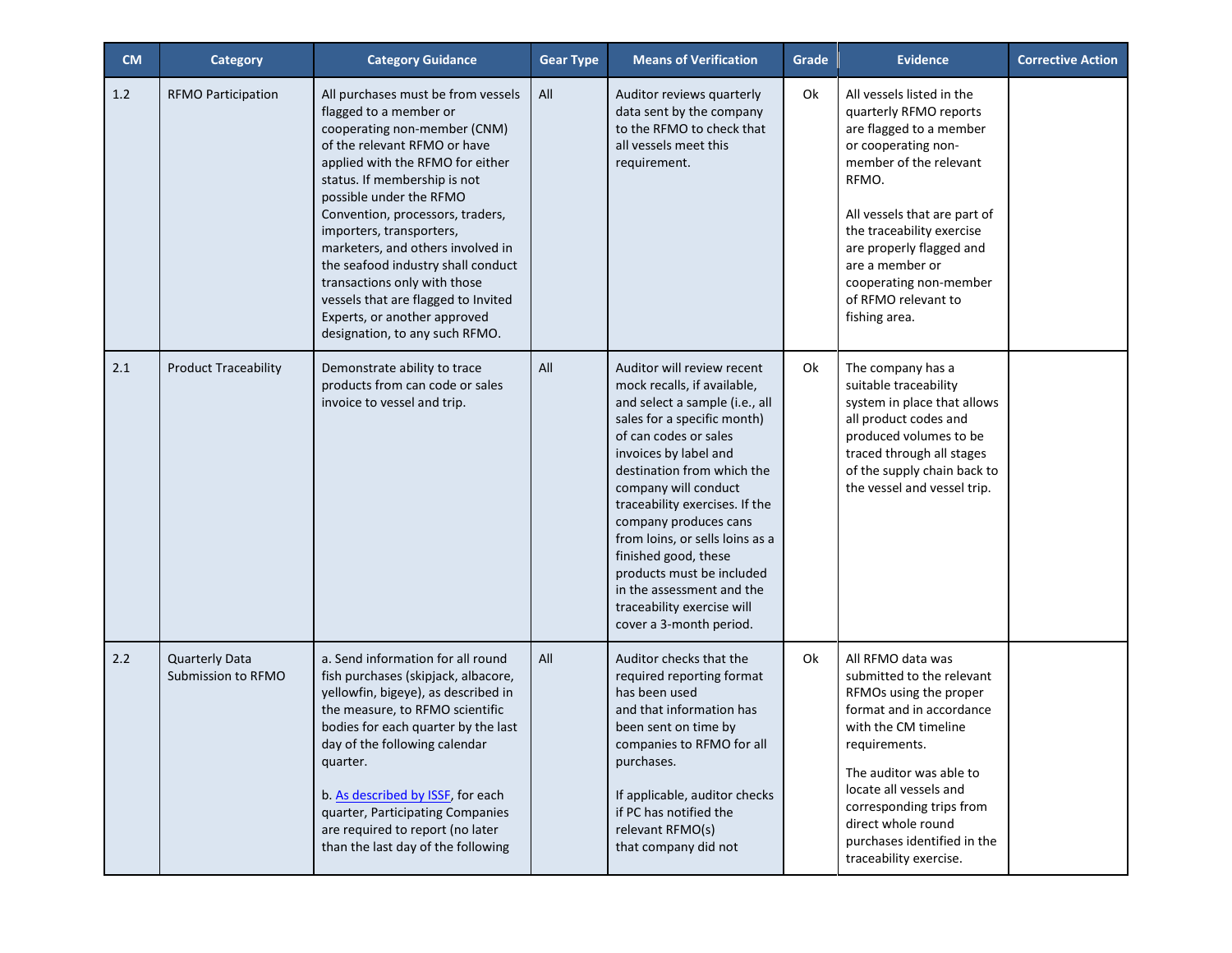| CM | Category | Category Guidance | Gear Type | Means of Verification | Grade | Evidence | Corrective Action |
|---|---|---|---|---|---|---|---|
| 1.2 | RFMO Participation | All purchases must be from vessels flagged to a member or cooperating non-member (CNM) of the relevant RFMO or have applied with the RFMO for either status. If membership is not possible under the RFMO Convention, processors, traders, importers, transporters, marketers, and others involved in the seafood industry shall conduct transactions only with those vessels that are flagged to Invited Experts, or another approved designation, to any such RFMO. | All | Auditor reviews quarterly data sent by the company to the RFMO to check that all vessels meet this requirement. | Ok | All vessels listed in the quarterly RFMO reports are flagged to a member or cooperating non-member of the relevant RFMO.<br><br>All vessels that are part of the traceability exercise are properly flagged and are a member or cooperating non-member of RFMO relevant to fishing area. | |
| 2.1 | Product Traceability | Demonstrate ability to trace products from can code or sales invoice to vessel and trip. | All | Auditor will review recent mock recalls, if available, and select a sample (i.e., all sales for a specific month) of can codes or sales invoices by label and destination from which the company will conduct traceability exercises. If the company produces cans from loins, or sells loins as a finished good, these products must be included in the assessment and the traceability exercise will cover a 3-month period. | Ok | The company has a suitable traceability system in place that allows all product codes and produced volumes to be traced through all stages of the supply chain back to the vessel and vessel trip. | |
| 2.2 | Quarterly Data Submission to RFMO | a. Send information for all round fish purchases (skipjack, albacore, yellowfin, bigeye), as described in the measure, to RFMO scientific bodies for each quarter by the last day of the following calendar quarter.<br><br>b. [As described by ISSF](), for each quarter, Participating Companies are required to report (no later than the last day of the following | All | Auditor checks that the required reporting format has been used and that information has been sent on time by companies to RFMO for all purchases.<br><br>If applicable, auditor checks if PC has notified the relevant RFMO(s) that company did not | Ok | All RFMO data was submitted to the relevant RFMOs using the proper format and in accordance with the CM timeline requirements.<br><br>The auditor was able to locate all vessels and corresponding trips from direct whole round purchases identified in the traceability exercise. | |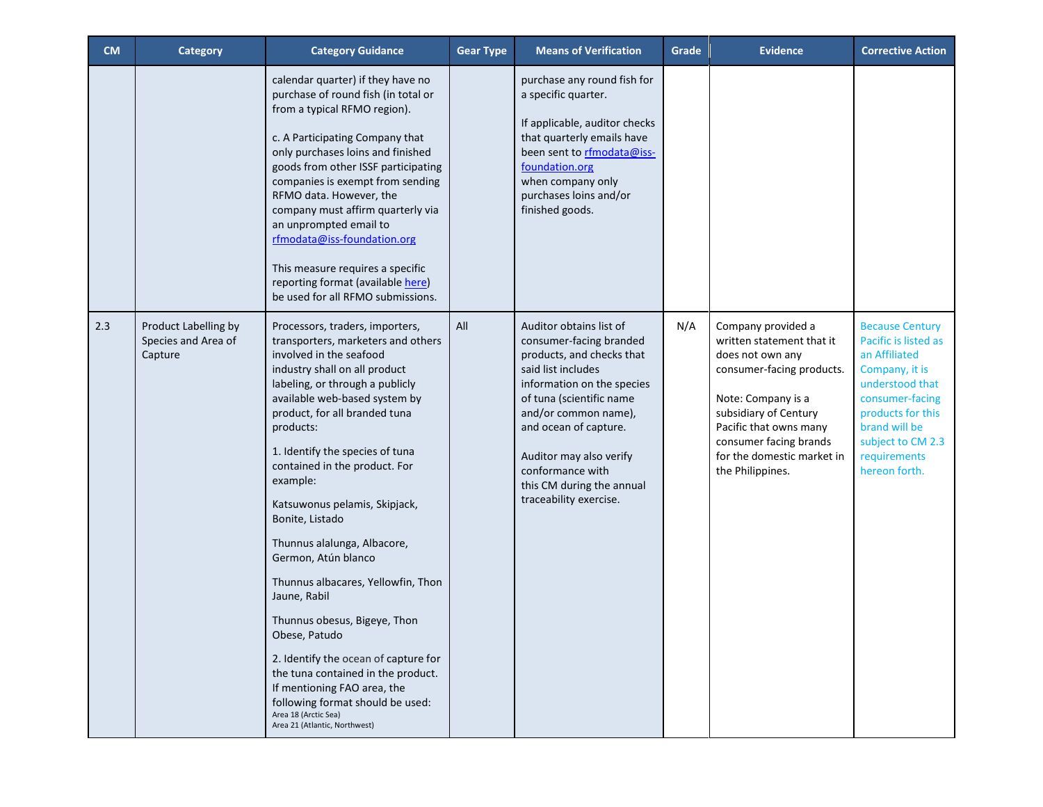| CM | Category | Category Guidance | Gear Type | Means of Verification | Grade | Evidence | Corrective Action |
|---|---|---|---|---|---|---|---|
| | | calendar quarter) if they have no purchase of round fish (in total or from a typical RFMO region).<br><br>c. A Participating Company that only purchases loins and finished goods from other ISSF participating companies is exempt from sending RFMO data. However, the company must affirm quarterly via an unprompted email to rfmodata@iss-foundation.org<br><br>This measure requires a specific reporting format (available here) be used for all RFMO submissions. | | purchase any round fish for a specific quarter.<br><br>If applicable, auditor checks that quarterly emails have been sent to rfmodata@iss-foundation.org when company only purchases loins and/or finished goods. | | | |
| 2.3 | Product Labelling by Species and Area of Capture | Processors, traders, importers, transporters, marketers and others involved in the seafood industry shall on all product labeling, or through a publicly available web-based system by product, for all branded tuna products:<br><br>1. Identify the species of tuna contained in the product. For example:<br><br>Katsuwonus pelamis, Skipjack, Bonite, Listado<br><br>Thunnus alalunga, Albacore, Germon, Atún blanco<br><br>Thunnus albacares, Yellowfin, Thon Jaune, Rabil<br><br>Thunnus obesus, Bigeye, Thon Obese, Patudo<br><br>2. Identify the ocean of capture for the tuna contained in the product. If mentioning FAO area, the following format should be used:<br>Area 18 (Arctic Sea)<br>Area 21 (Atlantic, Northwest) | All | Auditor obtains list of consumer-facing branded products, and checks that said list includes information on the species of tuna (scientific name and/or common name), and ocean of capture.<br><br>Auditor may also verify conformance with this CM during the annual traceability exercise. | N/A | Company provided a written statement that it does not own any consumer-facing products.<br><br>Note: Company is a subsidiary of Century Pacific that owns many consumer facing brands for the domestic market in the Philippines. | Because Century Pacific is listed as an Affiliated Company, it is understood that consumer-facing products for this brand will be subject to CM 2.3 requirements hereon forth. |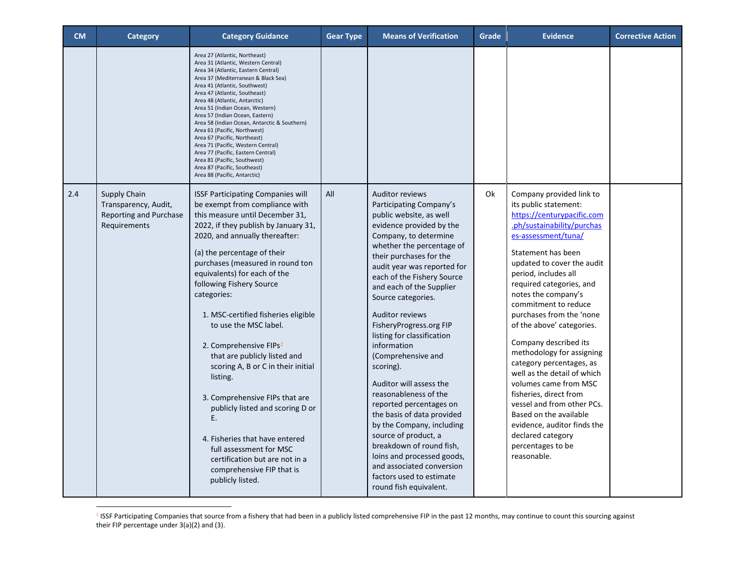| CM | Category | Category Guidance | Gear Type | Means of Verification | Grade | Evidence | Corrective Action |
|---|---|---|---|---|---|---|---|
| | | Area 27 (Atlantic, Northeast)<br>Area 31 (Atlantic, Western Central)<br>Area 34 (Atlantic, Eastern Central)<br>Area 37 (Mediterranean & Black Sea)<br>Area 41 (Atlantic, Southwest)<br>Area 47 (Atlantic, Southeast)<br>Area 48 (Atlantic, Antarctic)<br>Area 51 (Indian Ocean, Western)<br>Area 57 (Indian Ocean, Eastern)<br>Area 58 (Indian Ocean, Antarctic & Southern)<br>Area 61 (Pacific, Northwest)<br>Area 67 (Pacific, Northeast)<br>Area 71 (Pacific, Western Central)<br>Area 77 (Pacific, Eastern Central)<br>Area 81 (Pacific, Southwest)<br>Area 87 (Pacific, Southeast)<br>Area 88 (Pacific, Antarctic) | | | | | |
| 2.4 | Supply Chain Transparency, Audit, Reporting and Purchase Requirements | ISSF Participating Companies will be exempt from compliance with this measure until December 31, 2022, if they publish by January 31, 2020, and annually thereafter:<br><br>(a) the percentage of their purchases (measured in round ton equivalents) for each of the following Fishery Source categories:<br><br>1. MSC-certified fisheries eligible to use the MSC label.<br><br>2. Comprehensive FIPs[2] that are publicly listed and scoring A, B or C in their initial listing.<br><br>3. Comprehensive FIPs that are publicly listed and scoring D or E.<br><br>4. Fisheries that have entered full assessment for MSC certification but are not in a comprehensive FIP that is publicly listed. | All | Auditor reviews Participating Company's public website, as well evidence provided by the Company, to determine whether the percentage of their purchases for the audit year was reported for each of the Fishery Source and each of the Supplier Source categories.<br><br>Auditor reviews FisheryProgress.org FIP listing for classification information (Comprehensive and scoring).<br><br>Auditor will assess the reasonableness of the reported percentages on the basis of data provided by the Company, including source of product, a breakdown of round fish, loins and processed goods, and associated conversion factors used to estimate round fish equivalent. | Ok | Company provided link to its public statement: https://centurypacific.com.ph/sustainability/purchases-assessment/tuna/<br><br>Statement has been updated to cover the audit period, includes all required categories, and notes the company's commitment to reduce purchases from the 'none of the above' categories.<br><br>Company described its methodology for assigning category percentages, as well as the detail of which volumes came from MSC fisheries, direct from vessel and from other PCs. Based on the available evidence, auditor finds the declared category percentages to be reasonable. | |

[2] ISSF Participating Companies that source from a fishery that had been in a publicly listed comprehensive FIP in the past 12 months, may continue to count this sourcing against their FIP percentage under 3(a)(2) and (3).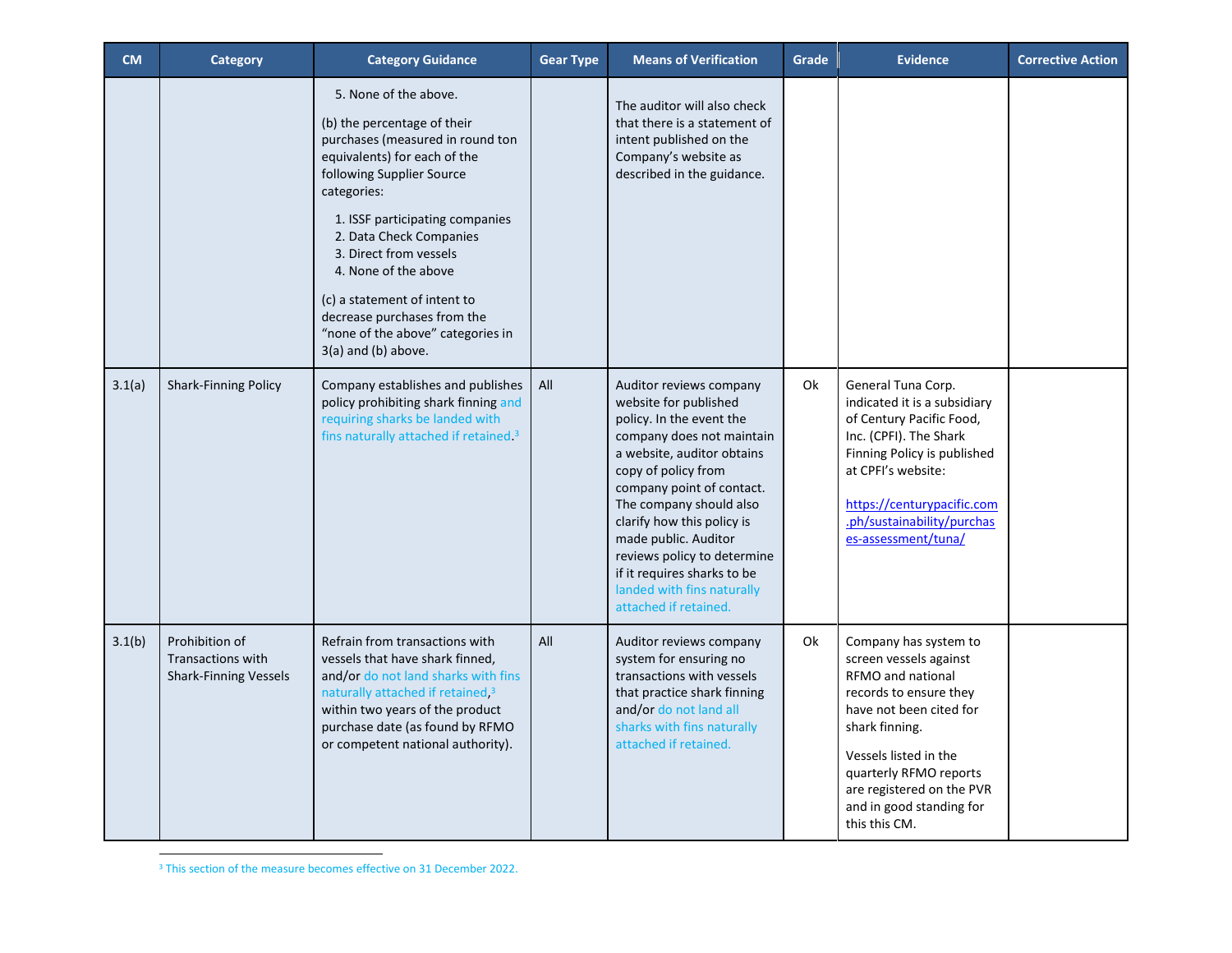| CM | Category | Category Guidance | Gear Type | Means of Verification | Grade | Evidence | Corrective Action |
|---|---|---|---|---|---|---|---|
| | | 5. None of the above.<br><br>(b) the percentage of their purchases (measured in round ton equivalents) for each of the following Supplier Source categories:<br><br>1. ISSF participating companies<br>2. Data Check Companies<br>3. Direct from vessels<br>4. None of the above<br><br>(c) a statement of intent to decrease purchases from the "none of the above" categories in 3(a) and (b) above. | | The auditor will also check that there is a statement of intent published on the Company's website as described in the guidance. | | | |
| 3.1(a) | Shark-Finning Policy | Company establishes and publishes policy prohibiting shark finning and requiring sharks be landed with fins naturally attached if retained.[3] | All | Auditor reviews company website for published policy. In the event the company does not maintain a website, auditor obtains copy of policy from company point of contact. The company should also clarify how this policy is made public. Auditor reviews policy to determine if it requires sharks to be landed with fins naturally attached if retained. | Ok | General Tuna Corp. indicated it is a subsidiary of Century Pacific Food, Inc. (CPFI). The Shark Finning Policy is published at CPFI's website:<br><br>https://centurypacific.com.ph/sustainability/purchases-assessment/tuna/ | |
| 3.1(b) | Prohibition of Transactions with Shark-Finning Vessels | Refrain from transactions with vessels that have shark finned, and/or do not land sharks with fins naturally attached if retained,[3] within two years of the product purchase date (as found by RFMO or competent national authority). | All | Auditor reviews company system for ensuring no transactions with vessels that practice shark finning and/or do not land all sharks with fins naturally attached if retained. | Ok | Company has system to screen vessels against RFMO and national records to ensure they have not been cited for shark finning.<br><br>Vessels listed in the quarterly RFMO reports are registered on the PVR and in good standing for this this CM. | |

[3] This section of the measure becomes effective on 31 December 2022.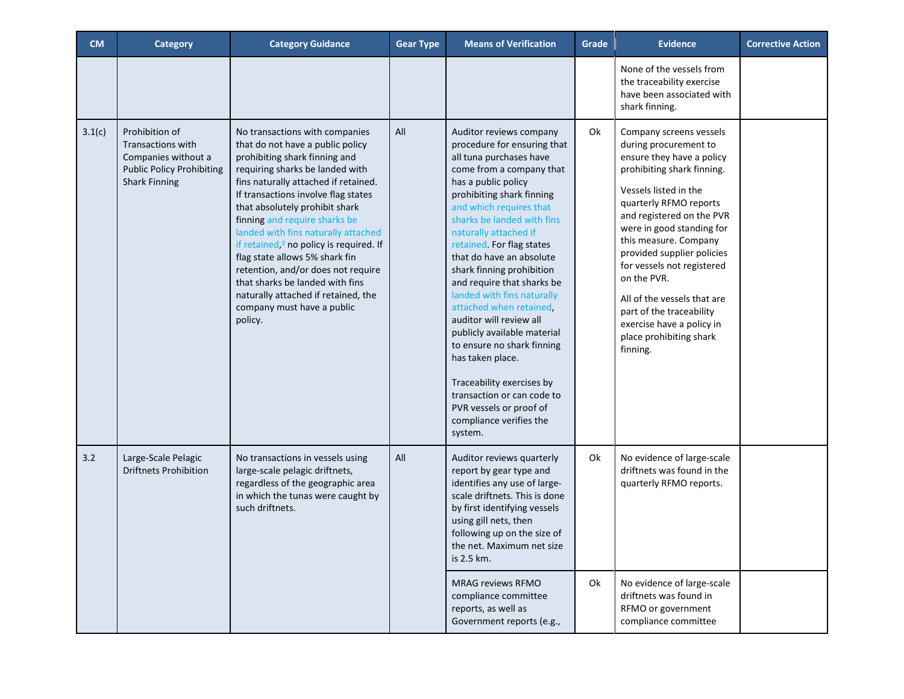| CM | Category | Category Guidance | Gear Type | Means of Verification | Grade | Evidence | Corrective Action |
|---|---|---|---|---|---|---|---|
| | | | | | | None of the vessels from the traceability exercise have been associated with shark finning. | |
| 3.1(c) | Prohibition of Transactions with Companies without a Public Policy Prohibiting Shark Finning | No transactions with companies that do not have a public policy prohibiting shark finning and requiring sharks be landed with fins naturally attached if retained. If transactions involve flag states that absolutely prohibit shark finning and require sharks be landed with fins naturally attached if retained,[3] no policy is required. If flag state allows 5% shark fin retention, and/or does not require that sharks be landed with fins naturally attached if retained, the company must have a public policy. | All | Auditor reviews company procedure for ensuring that all tuna purchases have come from a company that has a public policy prohibiting shark finning and which requires that sharks be landed with fins naturally attached if retained. For flag states that do have an absolute shark finning prohibition and require that sharks be landed with fins naturally attached when retained, auditor will review all publicly available material to ensure no shark finning has taken place.<br><br>Traceability exercises by transaction or can code to PVR vessels or proof of compliance verifies the system. | Ok | Company screens vessels during procurement to ensure they have a policy prohibiting shark finning.<br><br>Vessels listed in the quarterly RFMO reports and registered on the PVR were in good standing for this measure. Company provided supplier policies for vessels not registered on the PVR.<br><br>All of the vessels that are part of the traceability exercise have a policy in place prohibiting shark finning. | |
| 3.2 | Large-Scale Pelagic Driftnets Prohibition | No transactions in vessels using large-scale pelagic driftnets, regardless of the geographic area in which the tunas were caught by such driftnets. | All | Auditor reviews quarterly report by gear type and identifies any use of large-scale driftnets. This is done by first identifying vessels using gill nets, then following up on the size of the net. Maximum net size is 2.5 km. | Ok | No evidence of large-scale driftnets was found in the quarterly RFMO reports. | |
| | | | | MRAG reviews RFMO compliance committee reports, as well as Government reports (e.g., | Ok | No evidence of large-scale driftnets was found in RFMO or government compliance committee | |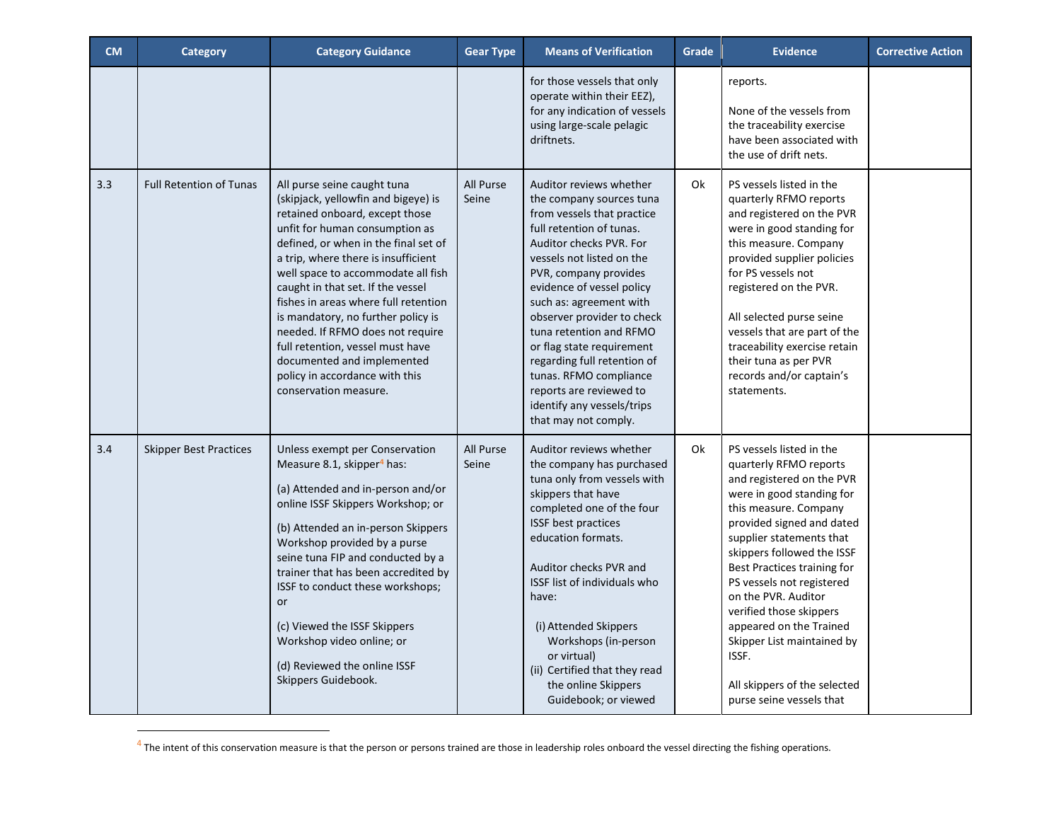| CM | Category | Category Guidance | Gear Type | Means of Verification | Grade | Evidence | Corrective Action |
|---|---|---|---|---|---|---|---|
| | | | | for those vessels that only operate within their EEZ), for any indication of vessels using large-scale pelagic driftnets. | | reports.<br><br>None of the vessels from the traceability exercise have been associated with the use of drift nets. | |
| 3.3 | Full Retention of Tunas | All purse seine caught tuna (skipjack, yellowfin and bigeye) is retained onboard, except those unfit for human consumption as defined, or when in the final set of a trip, where there is insufficient well space to accommodate all fish caught in that set. If the vessel fishes in areas where full retention is mandatory, no further policy is needed. If RFMO does not require full retention, vessel must have documented and implemented policy in accordance with this conservation measure. | All Purse Seine | Auditor reviews whether the company sources tuna from vessels that practice full retention of tunas. Auditor checks PVR. For vessels not listed on the PVR, company provides evidence of vessel policy such as: agreement with observer provider to check tuna retention and RFMO or flag state requirement regarding full retention of tunas. RFMO compliance reports are reviewed to identify any vessels/trips that may not comply. | Ok | PS vessels listed in the quarterly RFMO reports and registered on the PVR were in good standing for this measure. Company provided supplier policies for PS vessels not registered on the PVR.<br><br>All selected purse seine vessels that are part of the traceability exercise retain their tuna as per PVR records and/or captain's statements. | |
| 3.4 | Skipper Best Practices | Unless exempt per Conservation Measure 8.1, skipper[4] has:<br><br>(a) Attended and in-person and/or online ISSF Skippers Workshop; or<br><br>(b) Attended an in-person Skippers Workshop provided by a purse seine tuna FIP and conducted by a trainer that has been accredited by ISSF to conduct these workshops; or<br><br>(c) Viewed the ISSF Skippers Workshop video online; or<br><br>(d) Reviewed the online ISSF Skippers Guidebook. | All Purse Seine | Auditor reviews whether the company has purchased tuna only from vessels with skippers that have completed one of the four ISSF best practices education formats.<br><br>Auditor checks PVR and ISSF list of individuals who have:<br><br>(i) Attended Skippers Workshops (in-person or virtual)<br>(ii) Certified that they read the online Skippers Guidebook; or viewed | Ok | PS vessels listed in the quarterly RFMO reports and registered on the PVR were in good standing for this measure. Company provided signed and dated supplier statements that skippers followed the ISSF Best Practices training for PS vessels not registered on the PVR. Auditor verified those skippers appeared on the Trained Skipper List maintained by ISSF.<br><br>All skippers of the selected purse seine vessels that | |

[4] The intent of this conservation measure is that the person or persons trained are those in leadership roles onboard the vessel directing the fishing operations.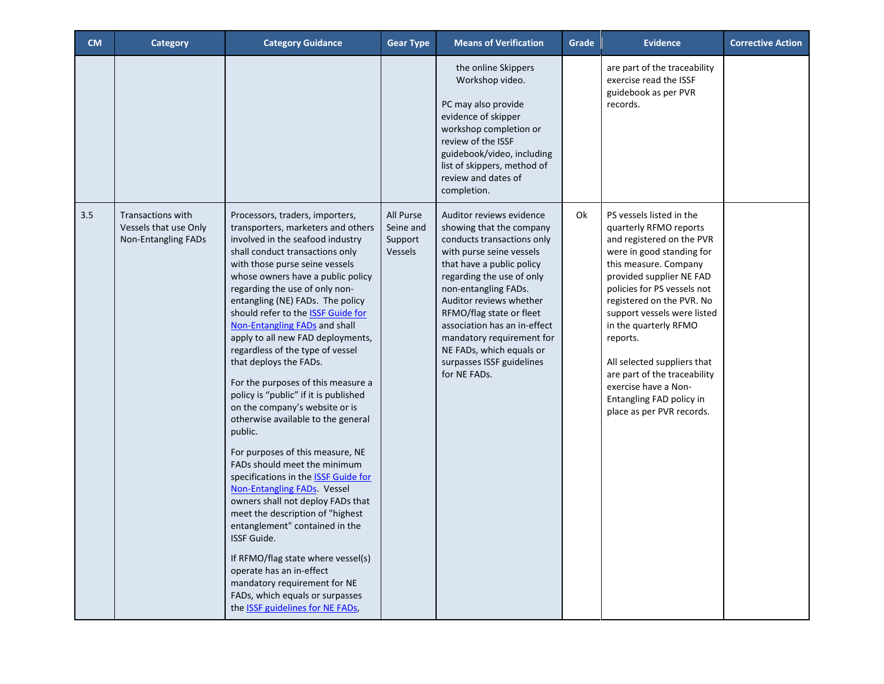| CM | Category | Category Guidance | Gear Type | Means of Verification | Grade | Evidence | Corrective Action |
|---|---|---|---|---|---|---|---|
| | | | | the online Skippers Workshop video.<br><br>PC may also provide evidence of skipper workshop completion or review of the ISSF guidebook/video, including list of skippers, method of review and dates of completion. | | are part of the traceability exercise read the ISSF guidebook as per PVR records. | |
| 3.5 | Transactions with Vessels that use Only Non-Entangling FADs | Processors, traders, importers, transporters, marketers and others involved in the seafood industry shall conduct transactions only with those purse seine vessels whose owners have a public policy regarding the use of only non-entangling (NE) FADs. The policy should refer to the [ISSF Guide for Non-Entangling FADs] and shall apply to all new FAD deployments, regardless of the type of vessel that deploys the FADs.<br><br>For the purposes of this measure a policy is "public" if it is published on the company's website or is otherwise available to the general public.<br><br>For purposes of this measure, NE FADs should meet the minimum specifications in the [ISSF Guide for Non-Entangling FADs]. Vessel owners shall not deploy FADs that meet the description of "highest entanglement" contained in the ISSF Guide.<br><br>If RFMO/flag state where vessel(s) operate has an in-effect mandatory requirement for NE FADs, which equals or surpasses the [ISSF guidelines for NE FADs], | All Purse Seine and Support Vessels | Auditor reviews evidence showing that the company conducts transactions only with purse seine vessels that have a public policy regarding the use of only non-entangling FADs. Auditor reviews whether RFMO/flag state or fleet association has an in-effect mandatory requirement for NE FADs, which equals or surpasses ISSF guidelines for NE FADs. | Ok | PS vessels listed in the quarterly RFMO reports and registered on the PVR were in good standing for this measure. Company provided supplier NE FAD policies for PS vessels not registered on the PVR. No support vessels were listed in the quarterly RFMO reports.<br><br>All selected suppliers that are part of the traceability exercise have a Non-Entangling FAD policy in place as per PVR records. | |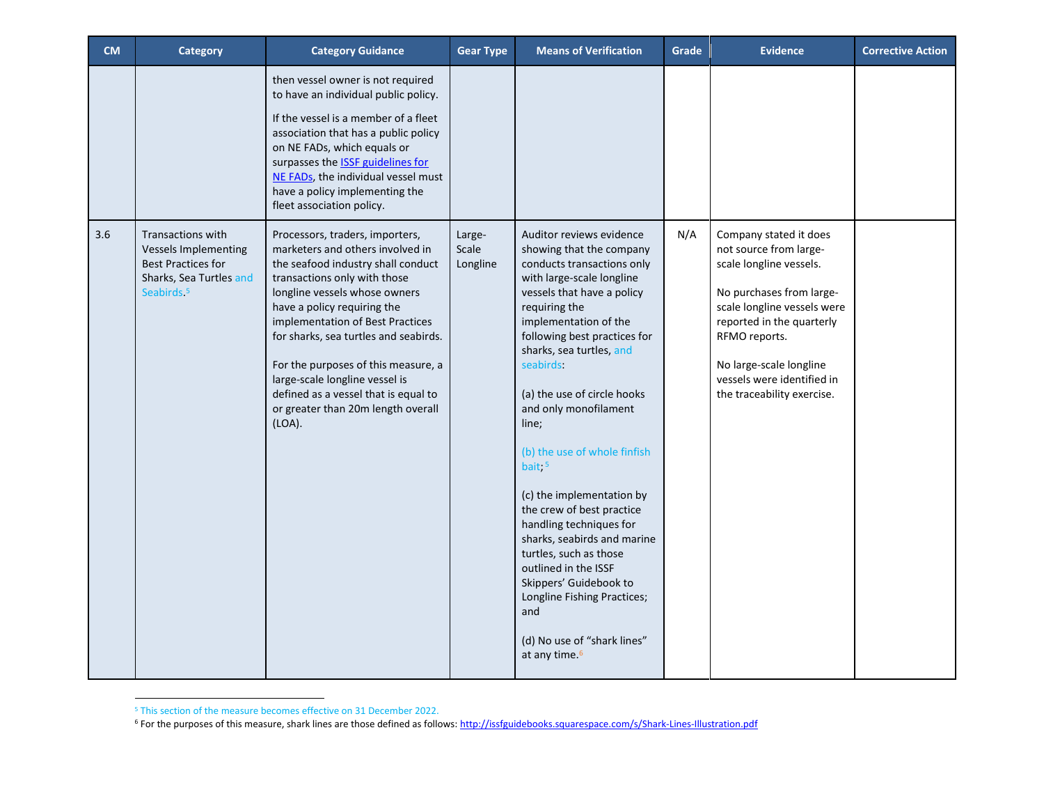| CM | Category | Category Guidance | Gear Type | Means of Verification | Grade | Evidence | Corrective Action |
|---|---|---|---|---|---|---|---|
| | | then vessel owner is not required to have an individual public policy.<br><br>If the vessel is a member of a fleet association that has a public policy on NE FADs, which equals or surpasses the [ISSF guidelines for NE FADs](), the individual vessel must have a policy implementing the fleet association policy. | | | | | |
| 3.6 | Transactions with Vessels Implementing Best Practices for Sharks, Sea Turtles and Seabirds.[5] | Processors, traders, importers, marketers and others involved in the seafood industry shall conduct transactions only with those longline vessels whose owners have a policy requiring the implementation of Best Practices for sharks, sea turtles and seabirds.<br><br>For the purposes of this measure, a large-scale longline vessel is defined as a vessel that is equal to or greater than 20m length overall (LOA). | Large-Scale Longline | Auditor reviews evidence showing that the company conducts transactions only with large-scale longline vessels that have a policy requiring the implementation of the following best practices for sharks, sea turtles, and seabirds:<br><br>(a) the use of circle hooks and only monofilament line;<br><br>(b) the use of whole finfish bait;[5]<br><br>(c) the implementation by the crew of best practice handling techniques for sharks, seabirds and marine turtles, such as those outlined in the ISSF Skippers' Guidebook to Longline Fishing Practices; and<br><br>(d) No use of "shark lines" at any time.[6] | N/A | Company stated it does not source from large-scale longline vessels.<br><br>No purchases from large-scale longline vessels were reported in the quarterly RFMO reports.<br><br>No large-scale longline vessels were identified in the traceability exercise. | |

[5] This section of the measure becomes effective on 31 December 2022.

[6] For the purposes of this measure, shark lines are those defined as follows: http://issfguidebooks.squarespace.com/s/Shark-Lines-Illustration.pdf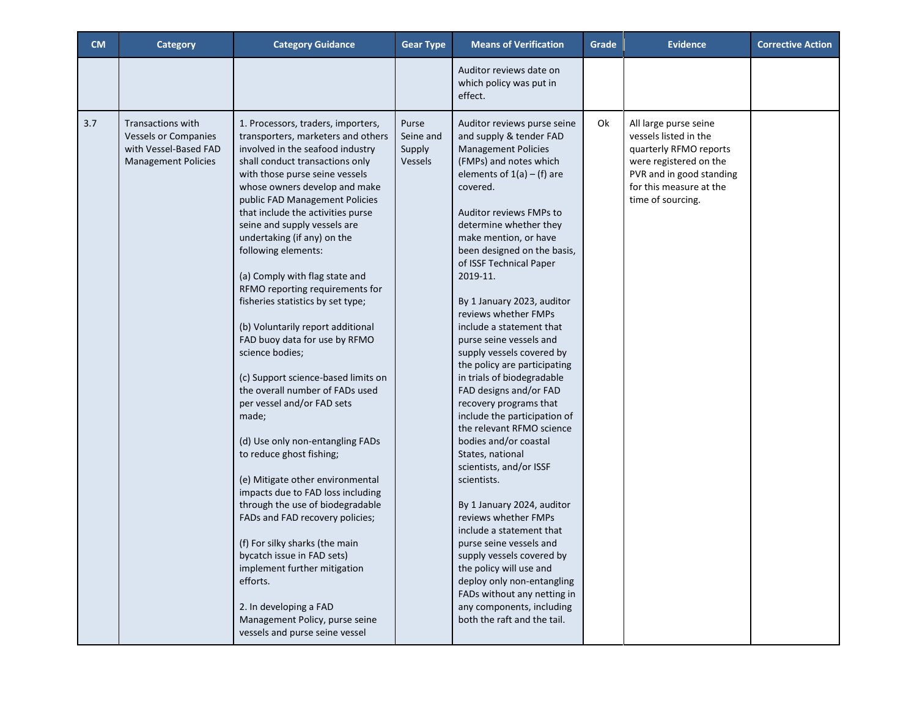| CM | Category | Category Guidance | Gear Type | Means of Verification | Grade | Evidence | Corrective Action |
|---|---|---|---|---|---|---|---|
| | | | | Auditor reviews date on which policy was put in effect. | | | |
| 3.7 | Transactions with Vessels or Companies with Vessel-Based FAD Management Policies | 1. Processors, traders, importers, transporters, marketers and others involved in the seafood industry shall conduct transactions only with those purse seine vessels whose owners develop and make public FAD Management Policies that include the activities purse seine and supply vessels are undertaking (if any) on the following elements:<br><br>(a) Comply with flag state and RFMO reporting requirements for fisheries statistics by set type;<br><br>(b) Voluntarily report additional FAD buoy data for use by RFMO science bodies;<br><br>(c) Support science-based limits on the overall number of FADs used per vessel and/or FAD sets made;<br><br>(d) Use only non-entangling FADs to reduce ghost fishing;<br><br>(e) Mitigate other environmental impacts due to FAD loss including through the use of biodegradable FADs and FAD recovery policies;<br><br>(f) For silky sharks (the main bycatch issue in FAD sets) implement further mitigation efforts.<br><br>2. In developing a FAD Management Policy, purse seine vessels and purse seine vessel | Purse Seine and Supply Vessels | Auditor reviews purse seine and supply & tender FAD Management Policies (FMPs) and notes which elements of 1(a) – (f) are covered.<br><br>Auditor reviews FMPs to determine whether they make mention, or have been designed on the basis, of ISSF Technical Paper 2019-11.<br><br>By 1 January 2023, auditor reviews whether FMPs include a statement that purse seine vessels and supply vessels covered by the policy are participating in trials of biodegradable FAD designs and/or FAD recovery programs that include the participation of the relevant RFMO science bodies and/or coastal States, national scientists, and/or ISSF scientists.<br><br>By 1 January 2024, auditor reviews whether FMPs include a statement that purse seine vessels and supply vessels covered by the policy will use and deploy only non-entangling FADs without any netting in any components, including both the raft and the tail. | Ok | All large purse seine vessels listed in the quarterly RFMO reports were registered on the PVR and in good standing for this measure at the time of sourcing. | |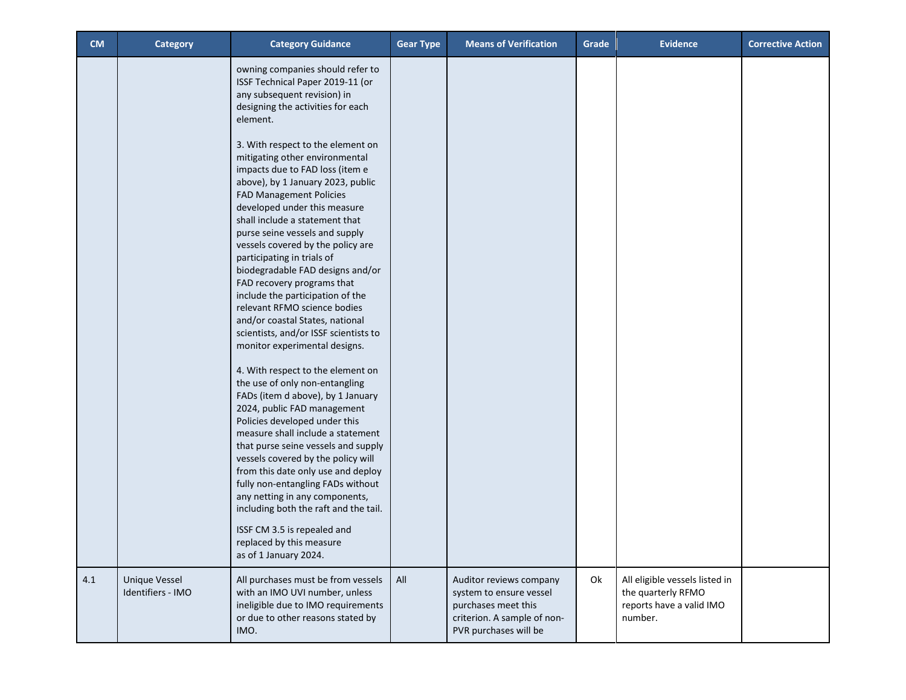| CM | Category | Category Guidance | Gear Type | Means of Verification | Grade | Evidence | Corrective Action |
|---|---|---|---|---|---|---|---|
| | | owning companies should refer to ISSF Technical Paper 2019-11 (or any subsequent revision) in designing the activities for each element.<br><br>3. With respect to the element on mitigating other environmental impacts due to FAD loss (item e above), by 1 January 2023, public FAD Management Policies developed under this measure shall include a statement that purse seine vessels and supply vessels covered by the policy are participating in trials of biodegradable FAD designs and/or FAD recovery programs that include the participation of the relevant RFMO science bodies and/or coastal States, national scientists, and/or ISSF scientists to monitor experimental designs.<br><br>4. With respect to the element on the use of only non-entangling FADs (item d above), by 1 January 2024, public FAD management Policies developed under this measure shall include a statement that purse seine vessels and supply vessels covered by the policy will from this date only use and deploy fully non-entangling FADs without any netting in any components, including both the raft and the tail.<br><br>ISSF CM 3.5 is repealed and replaced by this measure as of 1 January 2024. | | | | | |
| 4.1 | Unique Vessel Identifiers - IMO | All purchases must be from vessels with an IMO UVI number, unless ineligible due to IMO requirements or due to other reasons stated by IMO. | All | Auditor reviews company system to ensure vessel purchases meet this criterion. A sample of non-PVR purchases will be | Ok | All eligible vessels listed in the quarterly RFMO reports have a valid IMO number. | |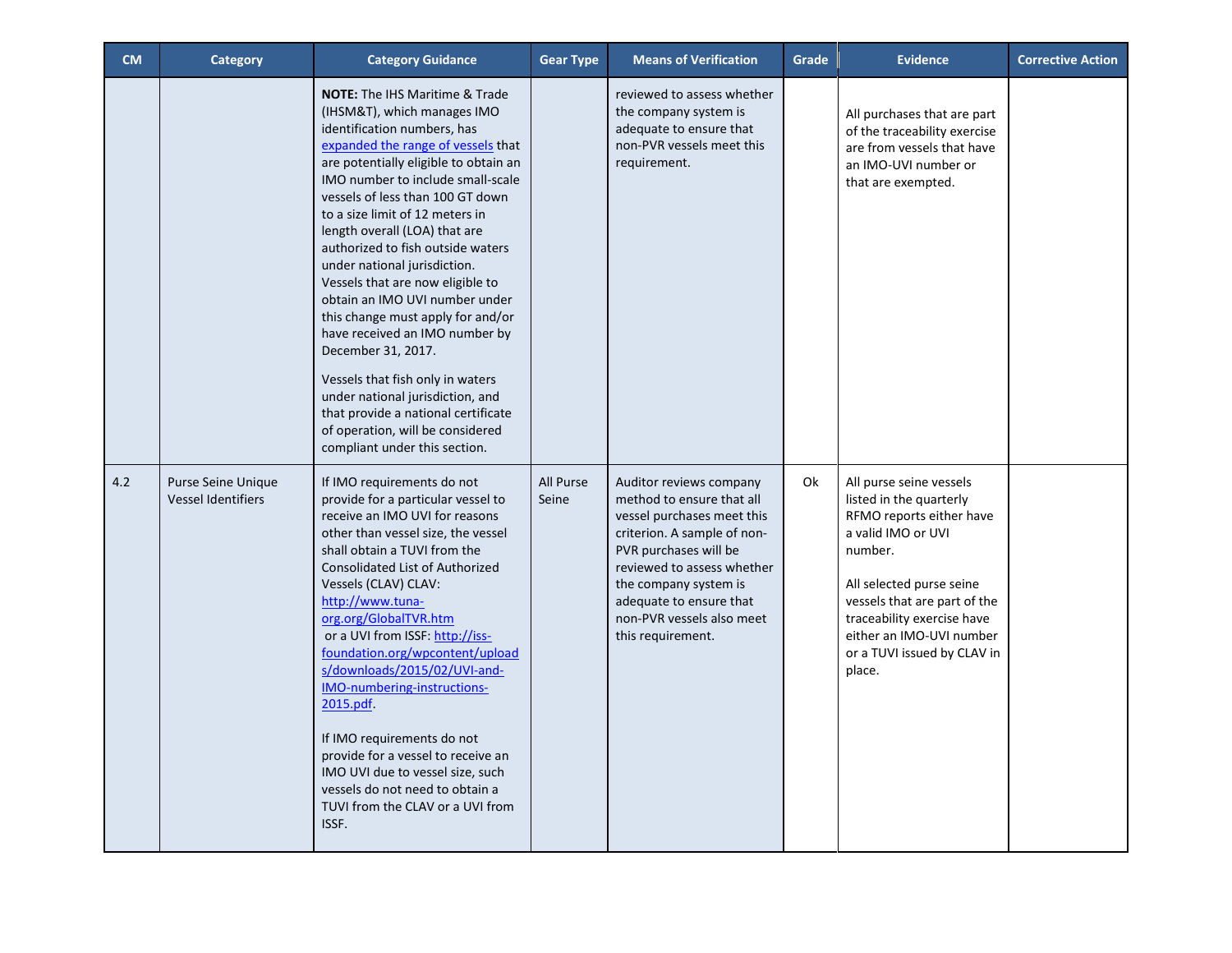| CM | Category | Category Guidance | Gear Type | Means of Verification | Grade | Evidence | Corrective Action |
|---|---|---|---|---|---|---|---|
| | | **NOTE:** The IHS Maritime & Trade (IHSM&T), which manages IMO identification numbers, has expanded the range of vessels that are potentially eligible to obtain an IMO number to include small-scale vessels of less than 100 GT down to a size limit of 12 meters in length overall (LOA) that are authorized to fish outside waters under national jurisdiction. Vessels that are now eligible to obtain an IMO UVI number under this change must apply for and/or have received an IMO number by December 31, 2017.<br><br>Vessels that fish only in waters under national jurisdiction, and that provide a national certificate of operation, will be considered compliant under this section. | | reviewed to assess whether the company system is adequate to ensure that non-PVR vessels meet this requirement. | | All purchases that are part of the traceability exercise are from vessels that have an IMO-UVI number or that are exempted. | |
| 4.2 | Purse Seine Unique Vessel Identifiers | If IMO requirements do not provide for a particular vessel to receive an IMO UVI for reasons other than vessel size, the vessel shall obtain a TUVI from the Consolidated List of Authorized Vessels (CLAV) CLAV: http://www.tuna-org.org/GlobalTVR.htm or a UVI from ISSF: http://iss-foundation.org/wpcontent/uploads/downloads/2015/02/UVI-and-IMO-numbering-instructions-2015.pdf.<br><br>If IMO requirements do not provide for a vessel to receive an IMO UVI due to vessel size, such vessels do not need to obtain a TUVI from the CLAV or a UVI from ISSF. | All Purse Seine | Auditor reviews company method to ensure that all vessel purchases meet this criterion. A sample of non-PVR purchases will be reviewed to assess whether the company system is adequate to ensure that non-PVR vessels also meet this requirement. | Ok | All purse seine vessels listed in the quarterly RFMO reports either have a valid IMO or UVI number.<br><br>All selected purse seine vessels that are part of the traceability exercise have either an IMO-UVI number or a TUVI issued by CLAV in place. | |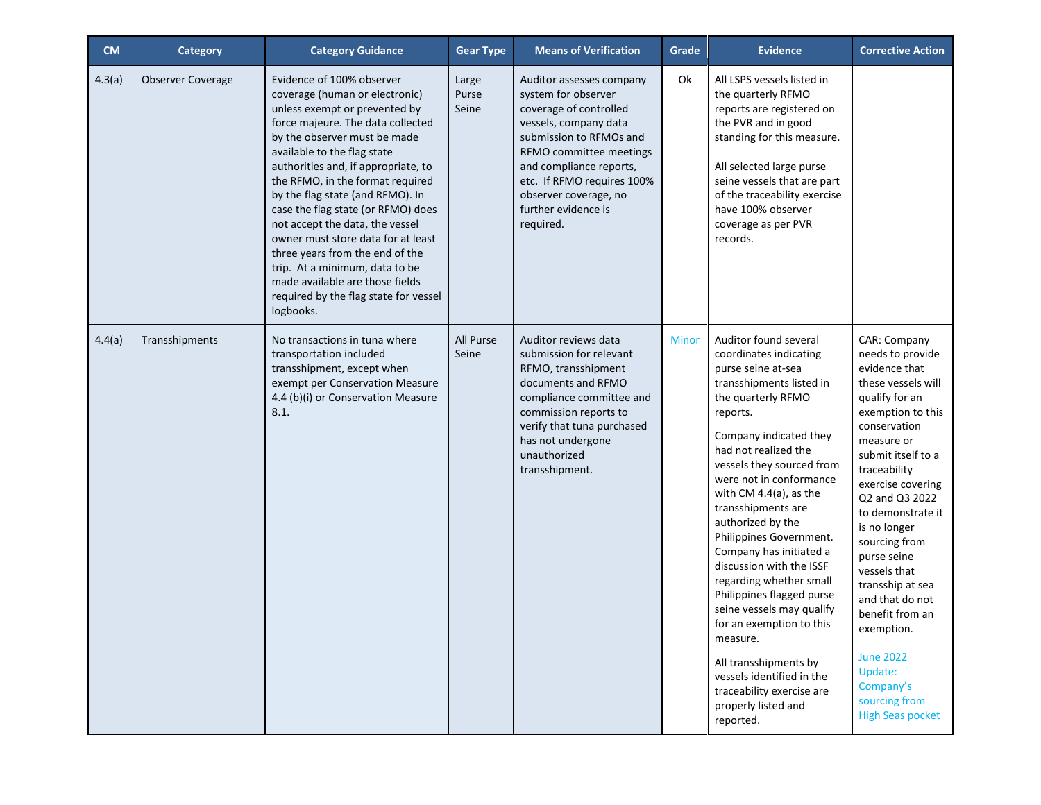| CM | Category | Category Guidance | Gear Type | Means of Verification | Grade | Evidence | Corrective Action |
|---|---|---|---|---|---|---|---|
| 4.3(a) | Observer Coverage | Evidence of 100% observer coverage (human or electronic) unless exempt or prevented by force majeure. The data collected by the observer must be made available to the flag state authorities and, if appropriate, to the RFMO, in the format required by the flag state (and RFMO). In case the flag state (or RFMO) does not accept the data, the vessel owner must store data for at least three years from the end of the trip. At a minimum, data to be made available are those fields required by the flag state for vessel logbooks. | Large Purse Seine | Auditor assesses company system for observer coverage of controlled vessels, company data submission to RFMOs and RFMO committee meetings and compliance reports, etc. If RFMO requires 100% observer coverage, no further evidence is required. | Ok | All LSPS vessels listed in the quarterly RFMO reports are registered on the PVR and in good standing for this measure.<br><br>All selected large purse seine vessels that are part of the traceability exercise have 100% observer coverage as per PVR records. | |
| 4.4(a) | Transshipments | No transactions in tuna where transportation included transshipment, except when exempt per Conservation Measure 4.4 (b)(i) or Conservation Measure 8.1. | All Purse Seine | Auditor reviews data submission for relevant RFMO, transshipment documents and RFMO compliance committee and commission reports to verify that tuna purchased has not undergone unauthorized transshipment. | Minor | Auditor found several coordinates indicating purse seine at-sea transshipments listed in the quarterly RFMO reports.<br><br>Company indicated they had not realized the vessels they sourced from were not in conformance with CM 4.4(a), as the transshipments are authorized by the Philippines Government. Company has initiated a discussion with the ISSF regarding whether small Philippines flagged purse seine vessels may qualify for an exemption to this measure.<br><br>All transshipments by vessels identified in the traceability exercise are properly listed and reported. | CAR: Company needs to provide evidence that these vessels will qualify for an exemption to this conservation measure or submit itself to a traceability exercise covering Q2 and Q3 2022 to demonstrate it is no longer sourcing from purse seine vessels that transship at sea and that do not benefit from an exemption.<br><br>June 2022 Update: Company's sourcing from High Seas pocket |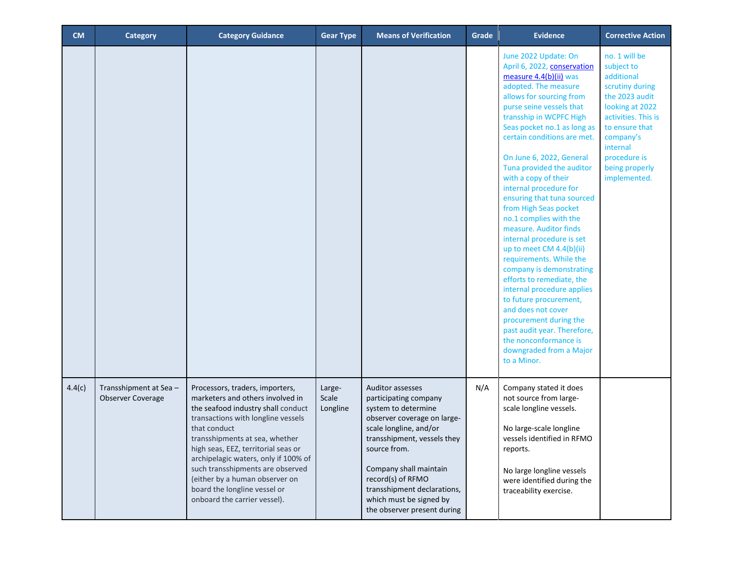| CM | Category | Category Guidance | Gear Type | Means of Verification | Grade | Evidence | Corrective Action |
|---|---|---|---|---|---|---|---|
| | | | | | | June 2022 Update: On April 6, 2022, conservation measure 4.4(b)(ii) was adopted. The measure allows for sourcing from purse seine vessels that transship in WCPFC High Seas pocket no.1 as long as certain conditions are met.<br><br>On June 6, 2022, General Tuna provided the auditor with a copy of their internal procedure for ensuring that tuna sourced from High Seas pocket no.1 complies with the measure. Auditor finds internal procedure is set up to meet CM 4.4(b)(ii) requirements. While the company is demonstrating efforts to remediate, the internal procedure applies to future procurement, and does not cover procurement during the past audit year. Therefore, the nonconformance is downgraded from a Major to a Minor. | no. 1 will be subject to additional scrutiny during the 2023 audit looking at 2022 activities. This is to ensure that company's internal procedure is being properly implemented. |
| 4.4(c) | Transshipment at Sea – Observer Coverage | Processors, traders, importers, marketers and others involved in the seafood industry shall conduct transactions with longline vessels that conduct transshipments at sea, whether high seas, EEZ, territorial seas or archipelagic waters, only if 100% of such transshipments are observed (either by a human observer on board the longline vessel or onboard the carrier vessel). | Large-Scale Longline | Auditor assesses participating company system to determine observer coverage on large-scale longline, and/or transshipment, vessels they source from.<br><br>Company shall maintain record(s) of RFMO transshipment declarations, which must be signed by the observer present during | N/A | Company stated it does not source from large-scale longline vessels.<br><br>No large-scale longline vessels identified in RFMO reports.<br><br>No large longline vessels were identified during the traceability exercise. | |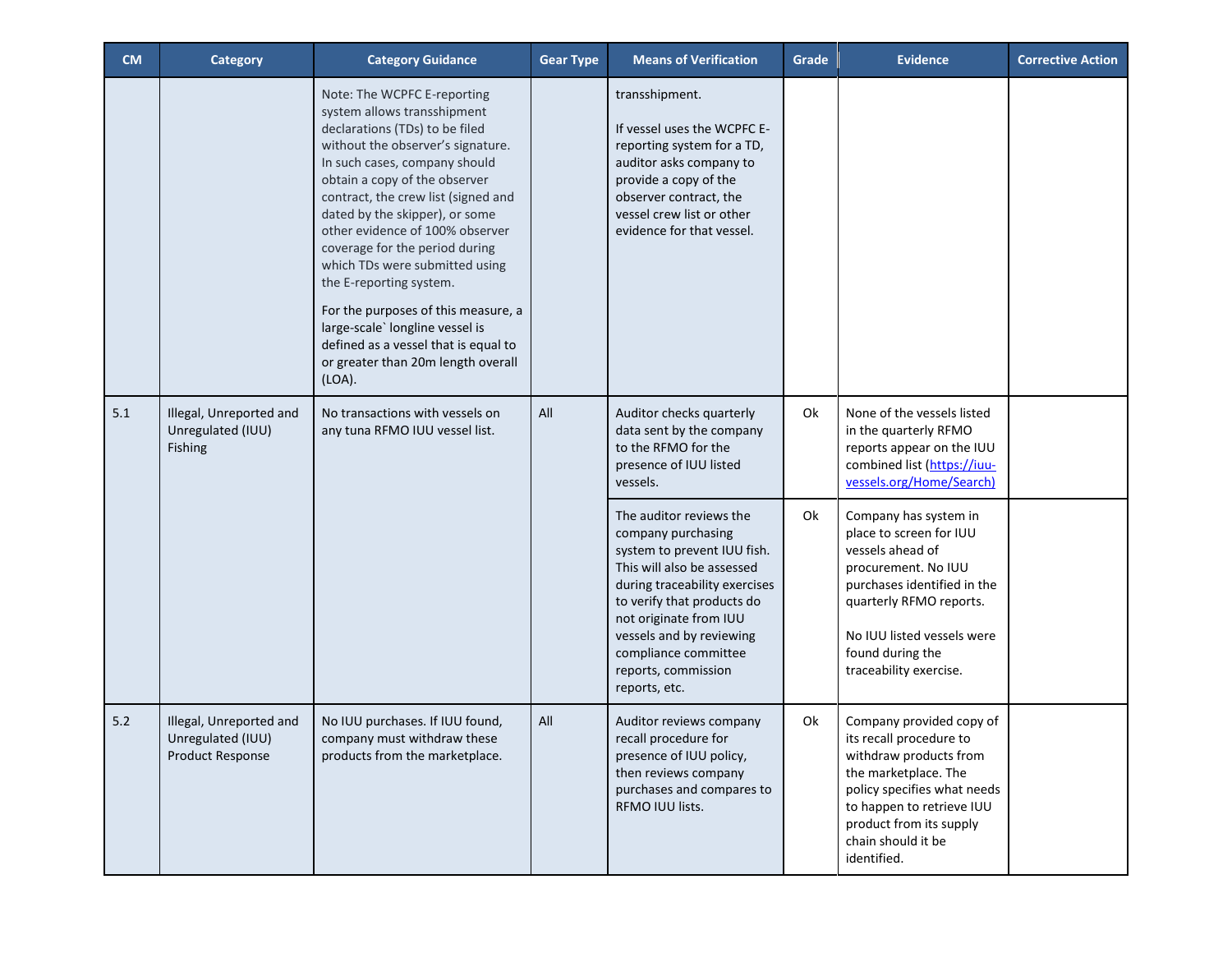| CM | Category | Category Guidance | Gear Type | Means of Verification | Grade | Evidence | Corrective Action |
|---|---|---|---|---|---|---|---|
| | | Note: The WCPFC E-reporting system allows transshipment declarations (TDs) to be filed without the observer's signature. In such cases, company should obtain a copy of the observer contract, the crew list (signed and dated by the skipper), or some other evidence of 100% observer coverage for the period during which TDs were submitted using the E-reporting system.<br><br>For the purposes of this measure, a large-scale` longline vessel is defined as a vessel that is equal to or greater than 20m length overall (LOA). | | transshipment.<br><br>If vessel uses the WCPFC E-reporting system for a TD, auditor asks company to provide a copy of the observer contract, the vessel crew list or other evidence for that vessel. | | | |
| 5.1 | Illegal, Unreported and Unregulated (IUU) Fishing | No transactions with vessels on any tuna RFMO IUU vessel list. | All | Auditor checks quarterly data sent by the company to the RFMO for the presence of IUU listed vessels. | Ok | None of the vessels listed in the quarterly RFMO reports appear on the IUU combined list (https://iuu-vessels.org/Home/Search) | |
| | | | | The auditor reviews the company purchasing system to prevent IUU fish. This will also be assessed during traceability exercises to verify that products do not originate from IUU vessels and by reviewing compliance committee reports, commission reports, etc. | Ok | Company has system in place to screen for IUU vessels ahead of procurement. No IUU purchases identified in the quarterly RFMO reports.<br><br>No IUU listed vessels were found during the traceability exercise. | |
| 5.2 | Illegal, Unreported and Unregulated (IUU) Product Response | No IUU purchases. If IUU found, company must withdraw these products from the marketplace. | All | Auditor reviews company recall procedure for presence of IUU policy, then reviews company purchases and compares to RFMO IUU lists. | Ok | Company provided copy of its recall procedure to withdraw products from the marketplace. The policy specifies what needs to happen to retrieve IUU product from its supply chain should it be identified. | |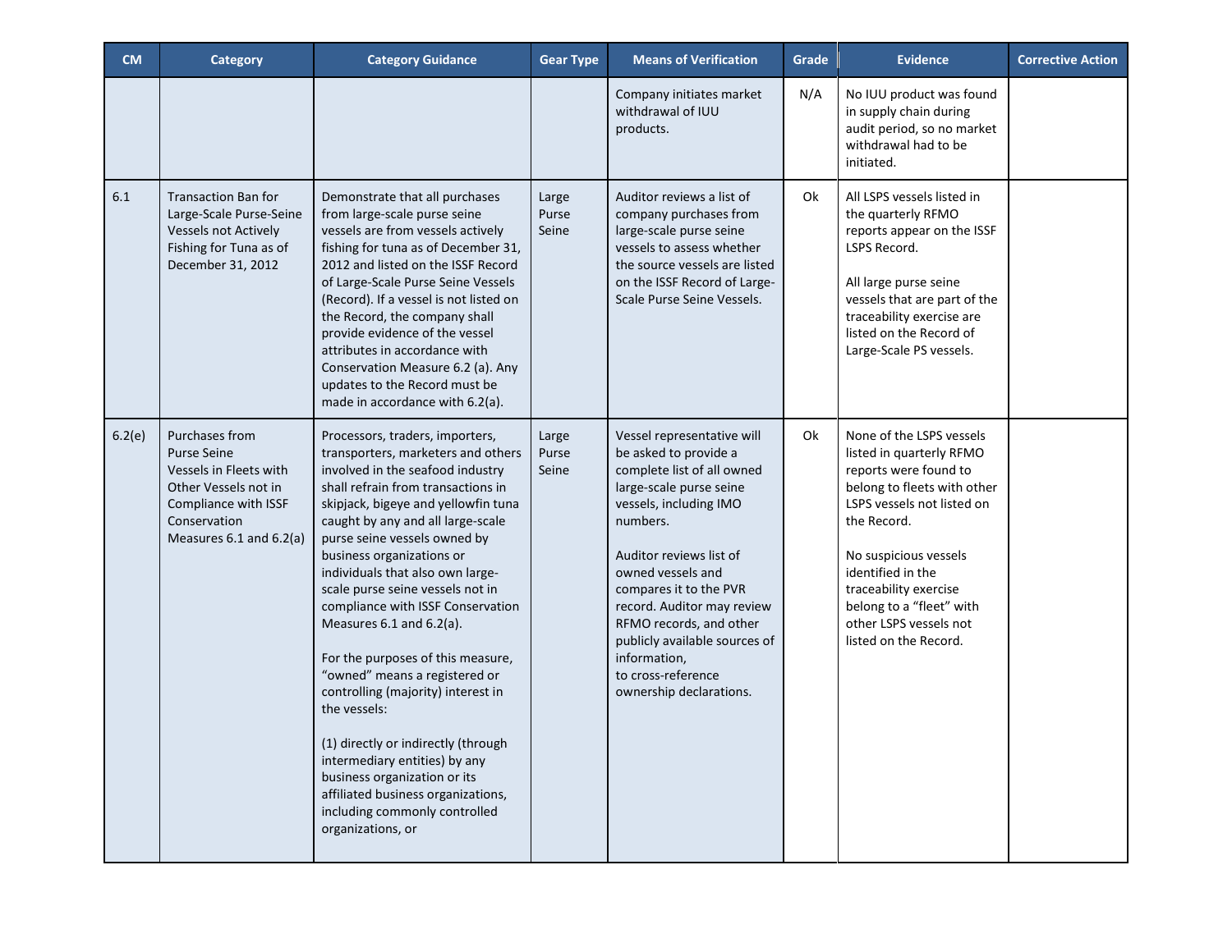| CM | Category | Category Guidance | Gear Type | Means of Verification | Grade | Evidence | Corrective Action |
|---|---|---|---|---|---|---|---|
| | | | | Company initiates market withdrawal of IUU products. | N/A | No IUU product was found in supply chain during audit period, so no market withdrawal had to be initiated. | |
| 6.1 | Transaction Ban for Large-Scale Purse-Seine Vessels not Actively Fishing for Tuna as of December 31, 2012 | Demonstrate that all purchases from large-scale purse seine vessels are from vessels actively fishing for tuna as of December 31, 2012 and listed on the ISSF Record of Large-Scale Purse Seine Vessels (Record). If a vessel is not listed on the Record, the company shall provide evidence of the vessel attributes in accordance with Conservation Measure 6.2 (a). Any updates to the Record must be made in accordance with 6.2(a). | Large Purse Seine | Auditor reviews a list of company purchases from large-scale purse seine vessels to assess whether the source vessels are listed on the ISSF Record of Large-Scale Purse Seine Vessels. | Ok | All LSPS vessels listed in the quarterly RFMO reports appear on the ISSF LSPS Record.<br><br>All large purse seine vessels that are part of the traceability exercise are listed on the Record of Large-Scale PS vessels. | |
| 6.2(e) | Purchases from Purse Seine Vessels in Fleets with Other Vessels not in Compliance with ISSF Conservation Measures 6.1 and 6.2(a) | Processors, traders, importers, transporters, marketers and others involved in the seafood industry shall refrain from transactions in skipjack, bigeye and yellowfin tuna caught by any and all large-scale purse seine vessels owned by business organizations or individuals that also own large-scale purse seine vessels not in compliance with ISSF Conservation Measures 6.1 and 6.2(a).<br><br>For the purposes of this measure, "owned" means a registered or controlling (majority) interest in the vessels:<br><br>(1) directly or indirectly (through intermediary entities) by any business organization or its affiliated business organizations, including commonly controlled organizations, or | Large Purse Seine | Vessel representative will be asked to provide a complete list of all owned large-scale purse seine vessels, including IMO numbers.<br><br>Auditor reviews list of owned vessels and compares it to the PVR record. Auditor may review RFMO records, and other publicly available sources of information, to cross-reference ownership declarations. | Ok | None of the LSPS vessels listed in quarterly RFMO reports were found to belong to fleets with other LSPS vessels not listed on the Record.<br><br>No suspicious vessels identified in the traceability exercise belong to a "fleet" with other LSPS vessels not listed on the Record. | |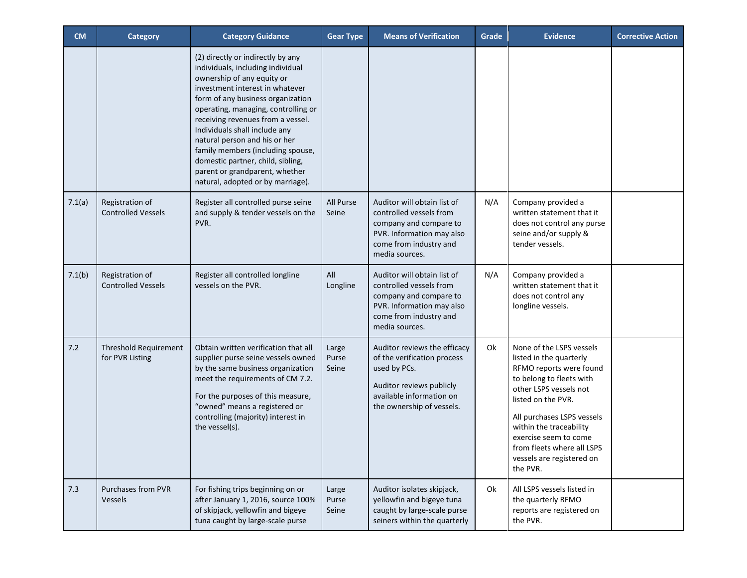| CM | Category | Category Guidance | Gear Type | Means of Verification | Grade | Evidence | Corrective Action |
|---|---|---|---|---|---|---|---|
| | | (2) directly or indirectly by any individuals, including individual ownership of any equity or investment interest in whatever form of any business organization operating, managing, controlling or receiving revenues from a vessel. Individuals shall include any natural person and his or her family members (including spouse, domestic partner, child, sibling, parent or grandparent, whether natural, adopted or by marriage). | | | | | |
| 7.1(a) | Registration of Controlled Vessels | Register all controlled purse seine and supply & tender vessels on the PVR. | All Purse Seine | Auditor will obtain list of controlled vessels from company and compare to PVR. Information may also come from industry and media sources. | N/A | Company provided a written statement that it does not control any purse seine and/or supply & tender vessels. | |
| 7.1(b) | Registration of Controlled Vessels | Register all controlled longline vessels on the PVR. | All Longline | Auditor will obtain list of controlled vessels from company and compare to PVR. Information may also come from industry and media sources. | N/A | Company provided a written statement that it does not control any longline vessels. | |
| 7.2 | Threshold Requirement for PVR Listing | Obtain written verification that all supplier purse seine vessels owned by the same business organization meet the requirements of CM 7.2.<br><br>For the purposes of this measure, "owned" means a registered or controlling (majority) interest in the vessel(s). | Large Purse Seine | Auditor reviews the efficacy of the verification process used by PCs.<br><br>Auditor reviews publicly available information on the ownership of vessels. | Ok | None of the LSPS vessels listed in the quarterly RFMO reports were found to belong to fleets with other LSPS vessels not listed on the PVR.<br><br>All purchases LSPS vessels within the traceability exercise seem to come from fleets where all LSPS vessels are registered on the PVR. | |
| 7.3 | Purchases from PVR Vessels | For fishing trips beginning on or after January 1, 2016, source 100% of skipjack, yellowfin and bigeye tuna caught by large-scale purse | Large Purse Seine | Auditor isolates skipjack, yellowfin and bigeye tuna caught by large-scale purse seiners within the quarterly | Ok | All LSPS vessels listed in the quarterly RFMO reports are registered on the PVR. | |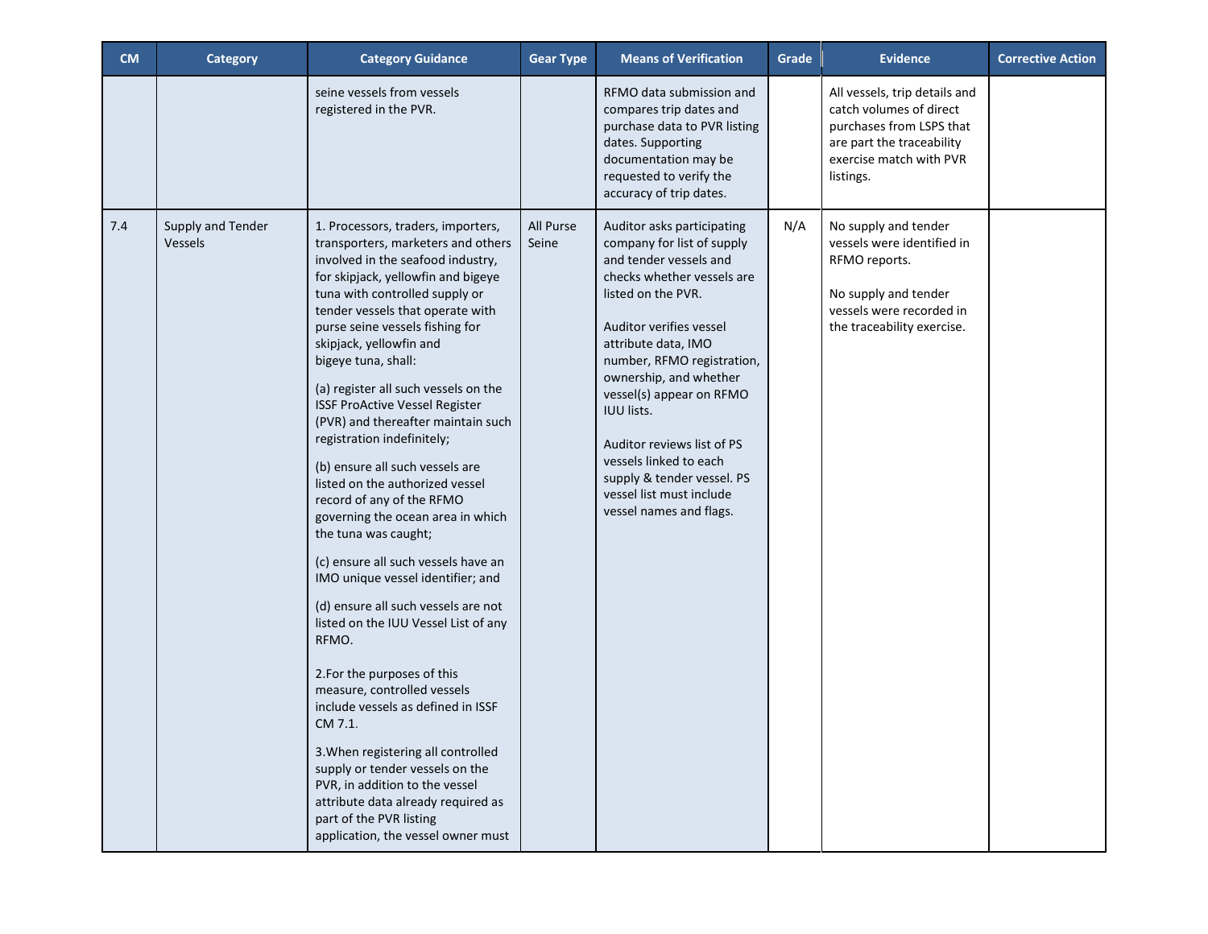| CM | Category | Category Guidance | Gear Type | Means of Verification | Grade | Evidence | Corrective Action |
|---|---|---|---|---|---|---|---|
| | | seine vessels from vessels registered in the PVR. | | RFMO data submission and compares trip dates and purchase data to PVR listing dates. Supporting documentation may be requested to verify the accuracy of trip dates. | | All vessels, trip details and catch volumes of direct purchases from LSPS that are part the traceability exercise match with PVR listings. | |
| 7.4 | Supply and Tender Vessels | 1. Processors, traders, importers, transporters, marketers and others involved in the seafood industry, for skipjack, yellowfin and bigeye tuna with controlled supply or tender vessels that operate with purse seine vessels fishing for skipjack, yellowfin and bigeye tuna, shall:<br><br>(a) register all such vessels on the ISSF ProActive Vessel Register (PVR) and thereafter maintain such registration indefinitely;<br><br>(b) ensure all such vessels are listed on the authorized vessel record of any of the RFMO governing the ocean area in which the tuna was caught;<br><br>(c) ensure all such vessels have an IMO unique vessel identifier; and<br><br>(d) ensure all such vessels are not listed on the IUU Vessel List of any RFMO.<br><br>2.For the purposes of this measure, controlled vessels include vessels as defined in ISSF CM 7.1.<br><br>3.When registering all controlled supply or tender vessels on the PVR, in addition to the vessel attribute data already required as part of the PVR listing application, the vessel owner must | All Purse Seine | Auditor asks participating company for list of supply and tender vessels and checks whether vessels are listed on the PVR.<br><br>Auditor verifies vessel attribute data, IMO number, RFMO registration, ownership, and whether vessel(s) appear on RFMO IUU lists.<br><br>Auditor reviews list of PS vessels linked to each supply & tender vessel. PS vessel list must include vessel names and flags. | N/A | No supply and tender vessels were identified in RFMO reports.<br><br>No supply and tender vessels were recorded in the traceability exercise. | |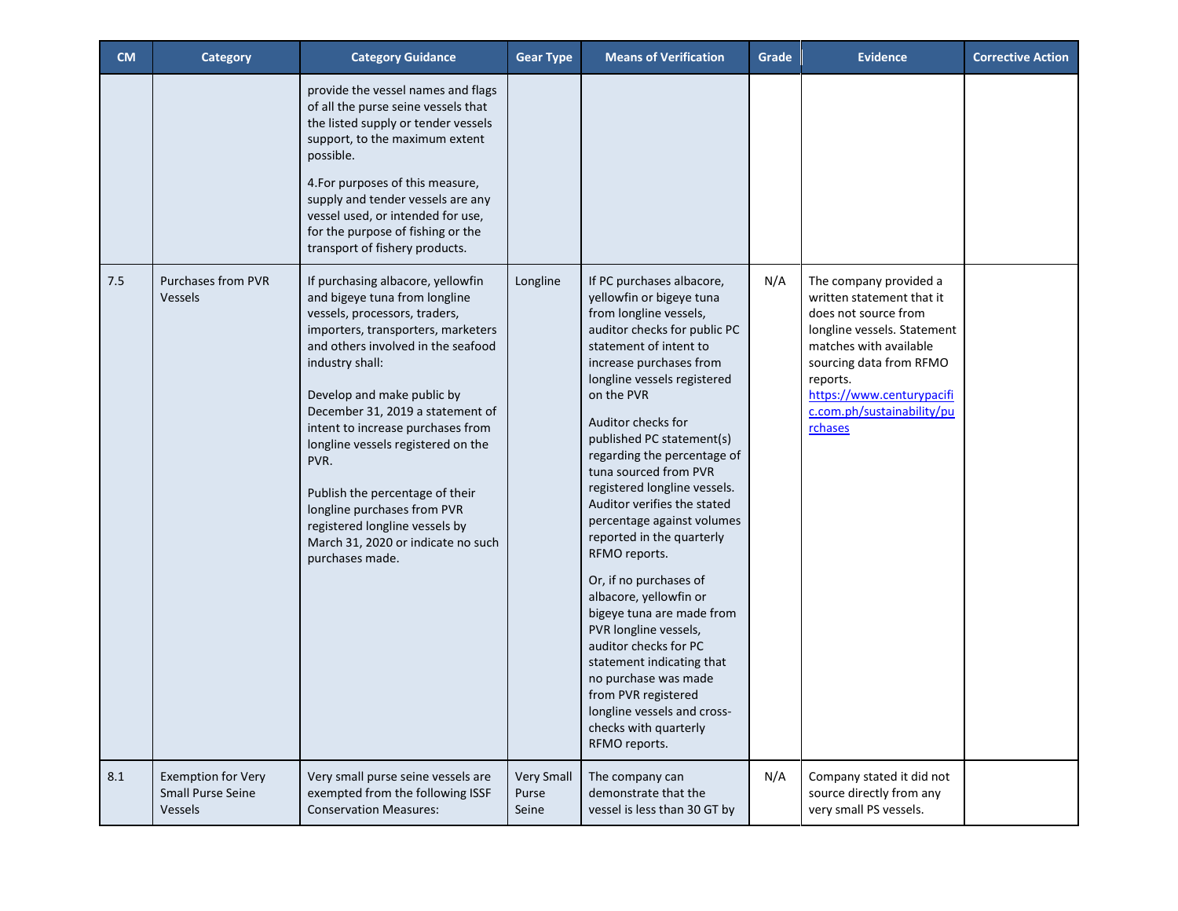| CM | Category | Category Guidance | Gear Type | Means of Verification | Grade | Evidence | Corrective Action |
|---|---|---|---|---|---|---|---|
| | | provide the vessel names and flags of all the purse seine vessels that the listed supply or tender vessels support, to the maximum extent possible.<br><br>4.For purposes of this measure, supply and tender vessels are any vessel used, or intended for use, for the purpose of fishing or the transport of fishery products. | | | | | |
| 7.5 | Purchases from PVR Vessels | If purchasing albacore, yellowfin and bigeye tuna from longline vessels, processors, traders, importers, transporters, marketers and others involved in the seafood industry shall:<br><br>Develop and make public by December 31, 2019 a statement of intent to increase purchases from longline vessels registered on the PVR.<br><br>Publish the percentage of their longline purchases from PVR registered longline vessels by March 31, 2020 or indicate no such purchases made. | Longline | If PC purchases albacore, yellowfin or bigeye tuna from longline vessels, auditor checks for public PC statement of intent to increase purchases from longline vessels registered on the PVR<br><br>Auditor checks for published PC statement(s) regarding the percentage of tuna sourced from PVR registered longline vessels. Auditor verifies the stated percentage against volumes reported in the quarterly RFMO reports.<br><br>Or, if no purchases of albacore, yellowfin or bigeye tuna are made from PVR longline vessels, auditor checks for PC statement indicating that no purchase was made from PVR registered longline vessels and cross-checks with quarterly RFMO reports. | N/A | The company provided a written statement that it does not source from longline vessels. Statement matches with available sourcing data from RFMO reports. https://www.centurypacific.com.ph/sustainability/purchases | |
| 8.1 | Exemption for Very Small Purse Seine Vessels | Very small purse seine vessels are exempted from the following ISSF Conservation Measures: | Very Small Purse Seine | The company can demonstrate that the vessel is less than 30 GT by | N/A | Company stated it did not source directly from any very small PS vessels. | |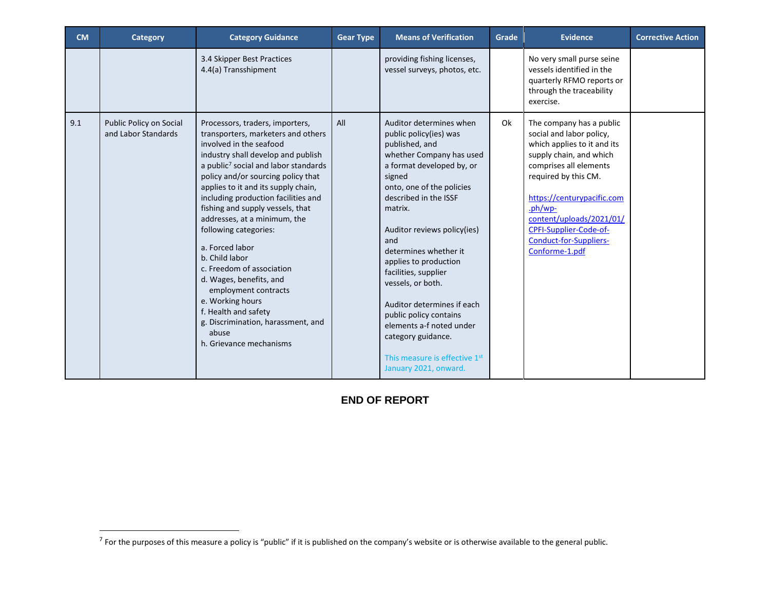| CM | Category | Category Guidance | Gear Type | Means of Verification | Grade | Evidence | Corrective Action |
|---|---|---|---|---|---|---|---|
| | | 3.4 Skipper Best Practices<br>4.4(a) Transshipment | | providing fishing licenses, vessel surveys, photos, etc. | | No very small purse seine vessels identified in the quarterly RFMO reports or through the traceability exercise. | |
| 9.1 | Public Policy on Social and Labor Standards | Processors, traders, importers, transporters, marketers and others involved in the seafood industry shall develop and publish a public[7] social and labor standards policy and/or sourcing policy that applies to it and its supply chain, including production facilities and fishing and supply vessels, that addresses, at a minimum, the following categories:<br>a. Forced labor<br>b. Child labor<br>c. Freedom of association<br>d. Wages, benefits, and employment contracts<br>e. Working hours<br>f. Health and safety<br>g. Discrimination, harassment, and abuse<br>h. Grievance mechanisms | All | Auditor determines when public policy(ies) was published, and whether Company has used a format developed by, or signed onto, one of the policies described in the ISSF matrix.<br><br>Auditor reviews policy(ies) and determines whether it applies to production facilities, supplier vessels, or both.<br><br>Auditor determines if each public policy contains elements a-f noted under category guidance.<br><br>This measure is effective 1st January 2021, onward. | Ok | The company has a public social and labor policy, which applies to it and its supply chain, and which comprises all elements required by this CM.<br><br>https://centurypacific.com.ph/wp-content/uploads/2021/01/CPFI-Supplier-Code-of-Conduct-for-Suppliers-Conforme-1.pdf | |

**END OF REPORT**

[7] For the purposes of this measure a policy is "public" if it is published on the company's website or is otherwise available to the general public.